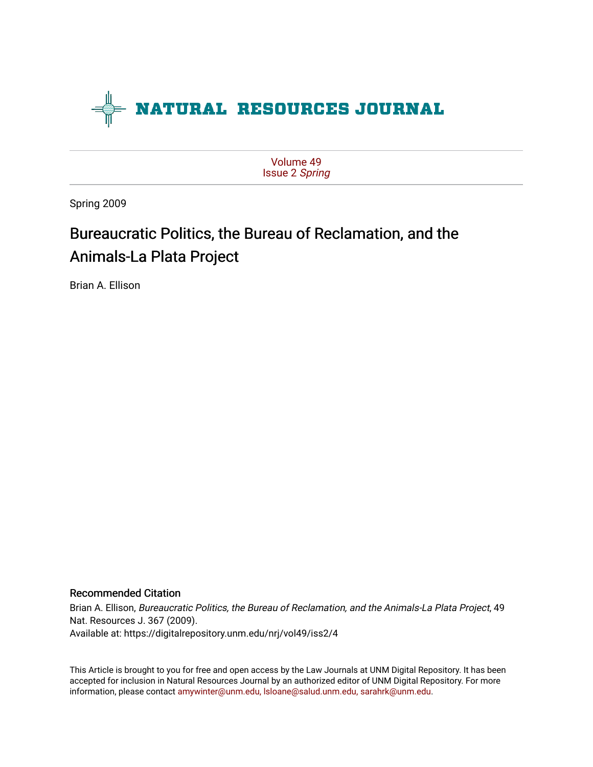# NATURAL RESOURCES JOURNAL

Volume 49
Issue 2 *Spring*

Spring 2009

## Bureaucratic Politics, the Bureau of Reclamation, and the Animals-La Plata Project

Brian A. Ellison

### Recommended Citation

Brian A. Ellison, *Bureaucratic Politics, the Bureau of Reclamation, and the Animals-La Plata Project*, 49 Nat. Resources J. 367 (2009).
Available at: https://digitalrepository.unm.edu/nrj/vol49/iss2/4

This Article is brought to you for free and open access by the Law Journals at UNM Digital Repository. It has been accepted for inclusion in Natural Resources Journal by an authorized editor of UNM Digital Repository. For more information, please contact amywinter@unm.edu, lsloane@salud.unm.edu, sarahrk@unm.edu.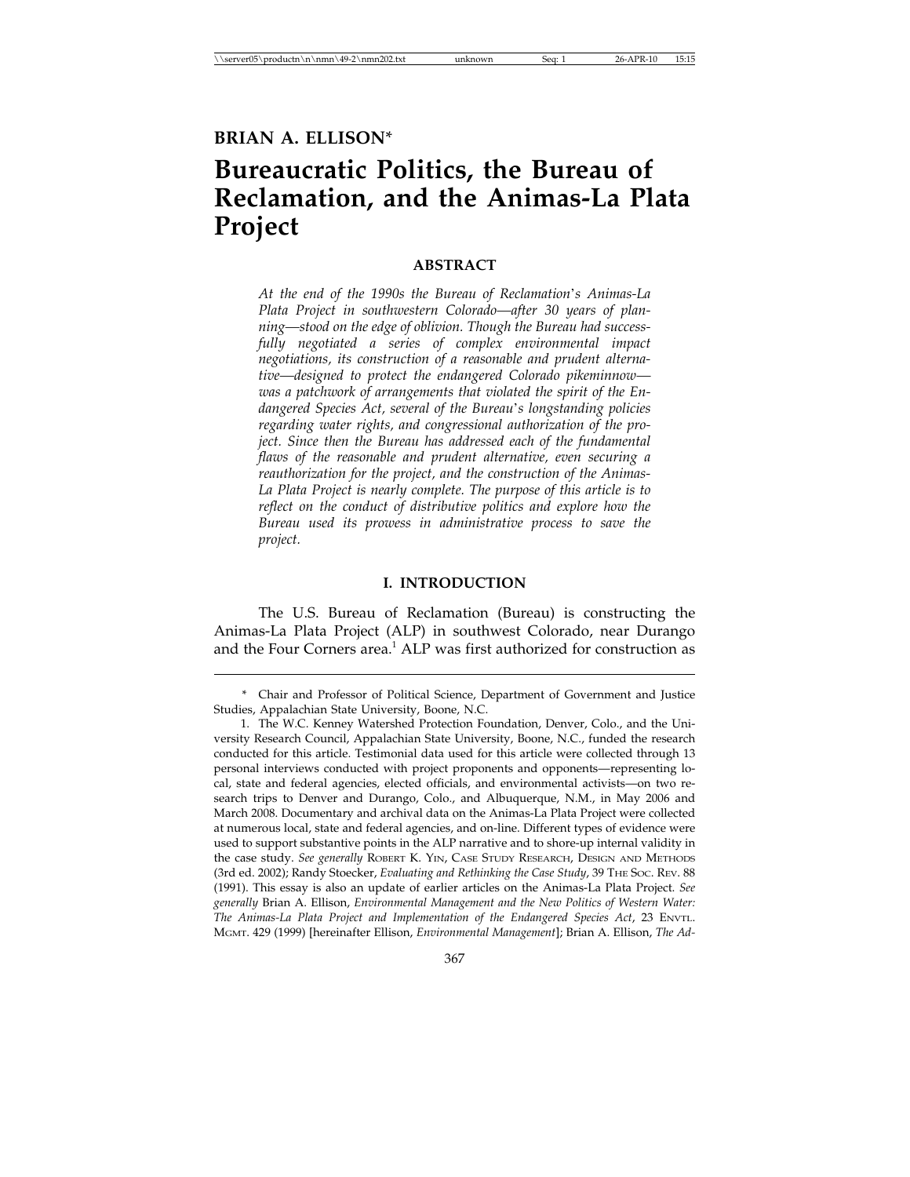**BRIAN A. ELLISON***

# Bureaucratic Politics, the Bureau of Reclamation, and the Animas-La Plata Project

## ABSTRACT

*At the end of the 1990s the Bureau of Reclamation's Animas-La Plata Project in southwestern Colorado—after 30 years of planning—stood on the edge of oblivion. Though the Bureau had successfully negotiated a series of complex environmental impact negotiations, its construction of a reasonable and prudent alternative—designed to protect the endangered Colorado pikeminnow—was a patchwork of arrangements that violated the spirit of the Endangered Species Act, several of the Bureau's longstanding policies regarding water rights, and congressional authorization of the project. Since then the Bureau has addressed each of the fundamental flaws of the reasonable and prudent alternative, even securing a reauthorization for the project, and the construction of the Animas-La Plata Project is nearly complete. The purpose of this article is to reflect on the conduct of distributive politics and explore how the Bureau used its prowess in administrative process to save the project.*

## I. INTRODUCTION

The U.S. Bureau of Reclamation (Bureau) is constructing the Animas-La Plata Project (ALP) in southwest Colorado, near Durango and the Four Corners area.[1] ALP was first authorized for construction as

---

\* Chair and Professor of Political Science, Department of Government and Justice Studies, Appalachian State University, Boone, N.C.

1. The W.C. Kenney Watershed Protection Foundation, Denver, Colo., and the University Research Council, Appalachian State University, Boone, N.C., funded the research conducted for this article. Testimonial data used for this article were collected through 13 personal interviews conducted with project proponents and opponents—representing local, state and federal agencies, elected officials, and environmental activists—on two research trips to Denver and Durango, Colo., and Albuquerque, N.M., in May 2006 and March 2008. Documentary and archival data on the Animas-La Plata Project were collected at numerous local, state and federal agencies, and on-line. Different types of evidence were used to support substantive points in the ALP narrative and to shore-up internal validity in the case study. *See generally* ROBERT K. YIN, CASE STUDY RESEARCH, DESIGN AND METHODS (3rd ed. 2002); Randy Stoecker, *Evaluating and Rethinking the Case Study*, 39 THE SOC. REV. 88 (1991). This essay is also an update of earlier articles on the Animas-La Plata Project. *See generally* Brian A. Ellison, *Environmental Management and the New Politics of Western Water: The Animas-La Plata Project and Implementation of the Endangered Species Act*, 23 ENVTL. MGMT. 429 (1999) [hereinafter Ellison, *Environmental Management*]; Brian A. Ellison, *The Ad-*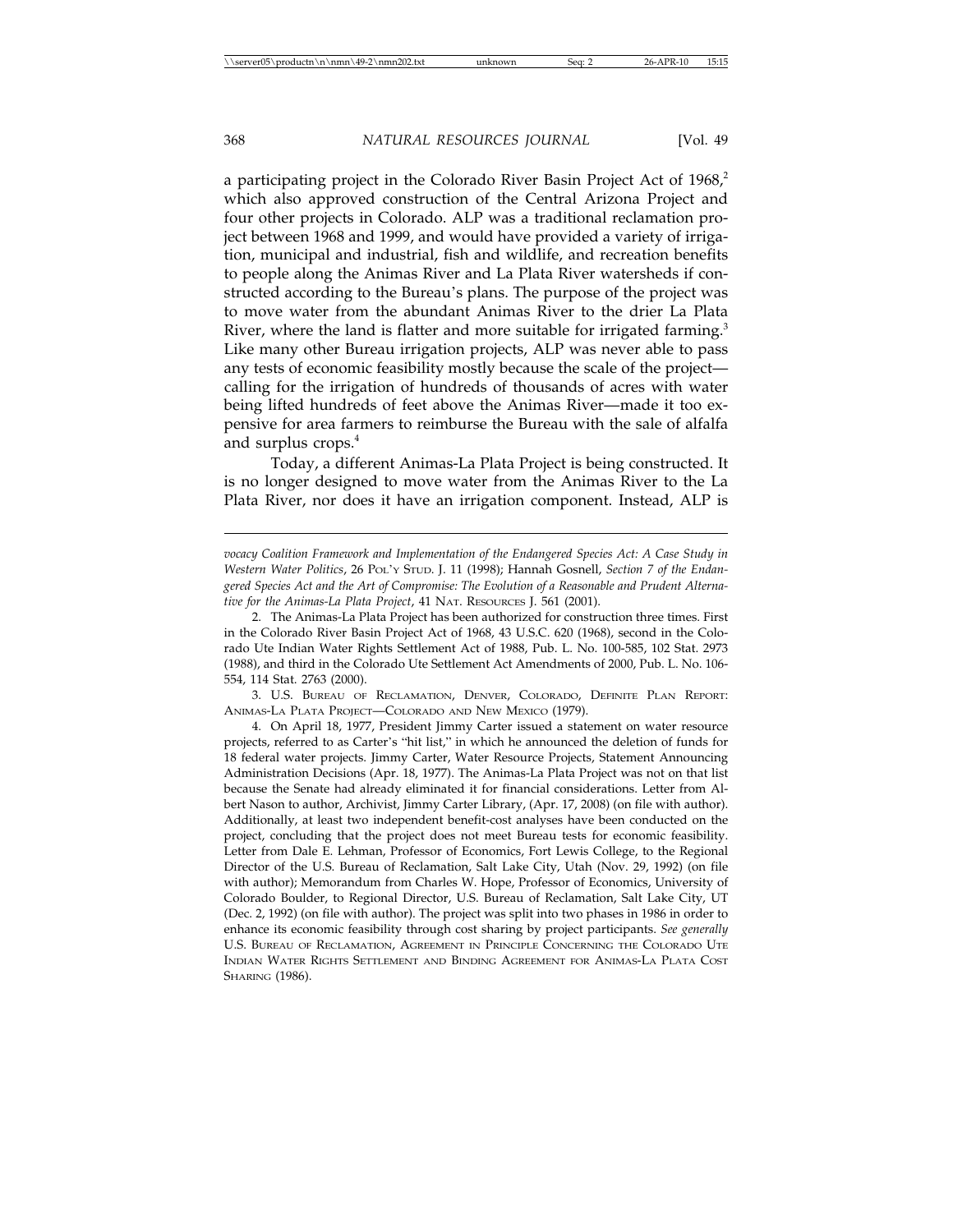a participating project in the Colorado River Basin Project Act of 1968,[2] which also approved construction of the Central Arizona Project and four other projects in Colorado. ALP was a traditional reclamation project between 1968 and 1999, and would have provided a variety of irrigation, municipal and industrial, fish and wildlife, and recreation benefits to people along the Animas River and La Plata River watersheds if constructed according to the Bureau's plans. The purpose of the project was to move water from the abundant Animas River to the drier La Plata River, where the land is flatter and more suitable for irrigated farming.[3] Like many other Bureau irrigation projects, ALP was never able to pass any tests of economic feasibility mostly because the scale of the project—calling for the irrigation of hundreds of thousands of acres with water being lifted hundreds of feet above the Animas River—made it too expensive for area farmers to reimburse the Bureau with the sale of alfalfa and surplus crops.[4]

Today, a different Animas-La Plata Project is being constructed. It is no longer designed to move water from the Animas River to the La Plata River, nor does it have an irrigation component. Instead, ALP is

---

*vocacy Coalition Framework and Implementation of the Endangered Species Act: A Case Study in Western Water Politics*, 26 POL'Y STUD. J. 11 (1998); Hannah Gosnell, *Section 7 of the Endangered Species Act and the Art of Compromise: The Evolution of a Reasonable and Prudent Alternative for the Animas-La Plata Project*, 41 NAT. RESOURCES J. 561 (2001).

2. The Animas-La Plata Project has been authorized for construction three times. First in the Colorado River Basin Project Act of 1968, 43 U.S.C. 620 (1968), second in the Colorado Ute Indian Water Rights Settlement Act of 1988, Pub. L. No. 100-585, 102 Stat. 2973 (1988), and third in the Colorado Ute Settlement Act Amendments of 2000, Pub. L. No. 106-554, 114 Stat. 2763 (2000).

3. U.S. BUREAU OF RECLAMATION, DENVER, COLORADO, DEFINITE PLAN REPORT: ANIMAS-LA PLATA PROJECT—COLORADO AND NEW MEXICO (1979).

4. On April 18, 1977, President Jimmy Carter issued a statement on water resource projects, referred to as Carter's "hit list," in which he announced the deletion of funds for 18 federal water projects. Jimmy Carter, Water Resource Projects, Statement Announcing Administration Decisions (Apr. 18, 1977). The Animas-La Plata Project was not on that list because the Senate had already eliminated it for financial considerations. Letter from Albert Nason to author, Archivist, Jimmy Carter Library, (Apr. 17, 2008) (on file with author). Additionally, at least two independent benefit-cost analyses have been conducted on the project, concluding that the project does not meet Bureau tests for economic feasibility. Letter from Dale E. Lehman, Professor of Economics, Fort Lewis College, to the Regional Director of the U.S. Bureau of Reclamation, Salt Lake City, Utah (Nov. 29, 1992) (on file with author); Memorandum from Charles W. Hope, Professor of Economics, University of Colorado Boulder, to Regional Director, U.S. Bureau of Reclamation, Salt Lake City, UT (Dec. 2, 1992) (on file with author). The project was split into two phases in 1986 in order to enhance its economic feasibility through cost sharing by project participants. *See generally* U.S. BUREAU OF RECLAMATION, AGREEMENT IN PRINCIPLE CONCERNING THE COLORADO UTE INDIAN WATER RIGHTS SETTLEMENT AND BINDING AGREEMENT FOR ANIMAS-LA PLATA COST SHARING (1986).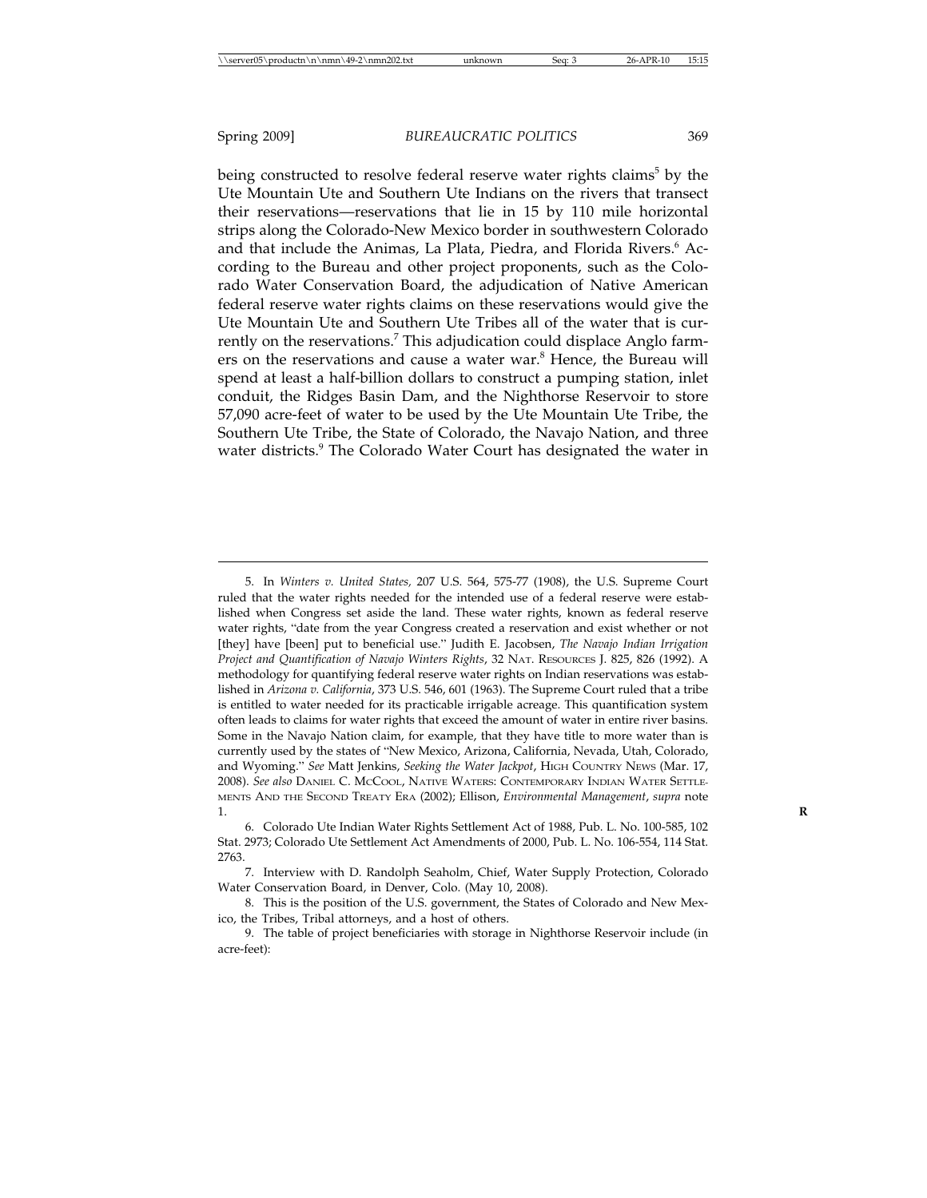being constructed to resolve federal reserve water rights claims[5] by the Ute Mountain Ute and Southern Ute Indians on the rivers that transect their reservations—reservations that lie in 15 by 110 mile horizontal strips along the Colorado-New Mexico border in southwestern Colorado and that include the Animas, La Plata, Piedra, and Florida Rivers.[6] According to the Bureau and other project proponents, such as the Colorado Water Conservation Board, the adjudication of Native American federal reserve water rights claims on these reservations would give the Ute Mountain Ute and Southern Ute Tribes all of the water that is currently on the reservations.[7] This adjudication could displace Anglo farmers on the reservations and cause a water war.[8] Hence, the Bureau will spend at least a half-billion dollars to construct a pumping station, inlet conduit, the Ridges Basin Dam, and the Nighthorse Reservoir to store 57,090 acre-feet of water to be used by the Ute Mountain Ute Tribe, the Southern Ute Tribe, the State of Colorado, the Navajo Nation, and three water districts.[9] The Colorado Water Court has designated the water in

---

5. In *Winters v. United States,* 207 U.S. 564, 575-77 (1908), the U.S. Supreme Court ruled that the water rights needed for the intended use of a federal reserve were established when Congress set aside the land. These water rights, known as federal reserve water rights, "date from the year Congress created a reservation and exist whether or not [they] have [been] put to beneficial use." Judith E. Jacobsen, *The Navajo Indian Irrigation Project and Quantification of Navajo Winters Rights*, 32 NAT. RESOURCES J. 825, 826 (1992). A methodology for quantifying federal reserve water rights on Indian reservations was established in *Arizona v. California*, 373 U.S. 546, 601 (1963). The Supreme Court ruled that a tribe is entitled to water needed for its practicable irrigable acreage. This quantification system often leads to claims for water rights that exceed the amount of water in entire river basins. Some in the Navajo Nation claim, for example, that they have title to more water than is currently used by the states of "New Mexico, Arizona, California, Nevada, Utah, Colorado, and Wyoming." *See* Matt Jenkins, *Seeking the Water Jackpot*, HIGH COUNTRY NEWS (Mar. 17, 2008). *See also* DANIEL C. MCCOOL, NATIVE WATERS: CONTEMPORARY INDIAN WATER SETTLEMENTS AND THE SECOND TREATY ERA (2002); Ellison, *Environmental Management*, *supra* note 1.

6. Colorado Ute Indian Water Rights Settlement Act of 1988, Pub. L. No. 100-585, 102 Stat. 2973; Colorado Ute Settlement Act Amendments of 2000, Pub. L. No. 106-554, 114 Stat. 2763.

7. Interview with D. Randolph Seaholm, Chief, Water Supply Protection, Colorado Water Conservation Board, in Denver, Colo. (May 10, 2008).

8. This is the position of the U.S. government, the States of Colorado and New Mexico, the Tribes, Tribal attorneys, and a host of others.

9. The table of project beneficiaries with storage in Nighthorse Reservoir include (in acre-feet):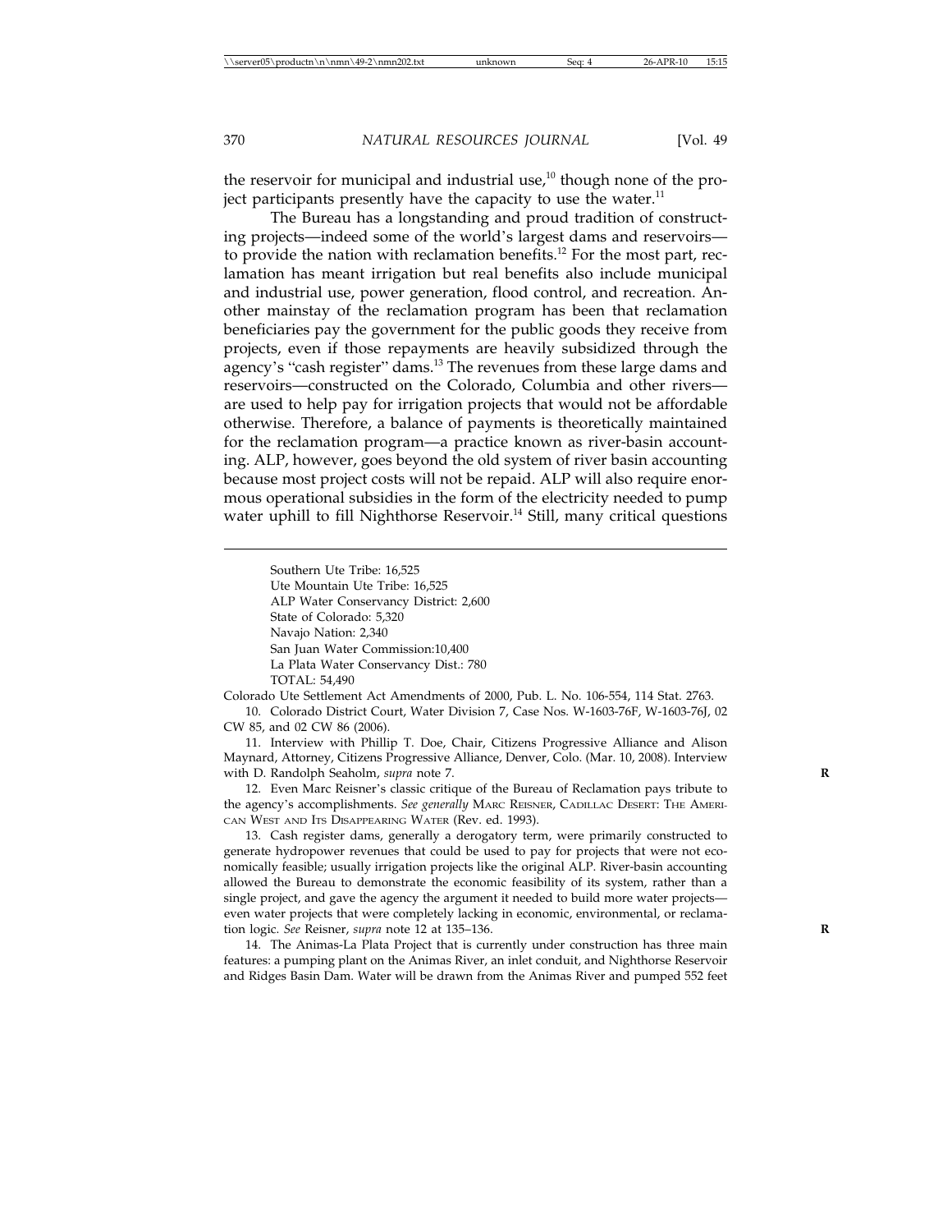the reservoir for municipal and industrial use,[10] though none of the project participants presently have the capacity to use the water.[11]

The Bureau has a longstanding and proud tradition of constructing projects—indeed some of the world's largest dams and reservoirs—to provide the nation with reclamation benefits.[12] For the most part, reclamation has meant irrigation but real benefits also include municipal and industrial use, power generation, flood control, and recreation. Another mainstay of the reclamation program has been that reclamation beneficiaries pay the government for the public goods they receive from projects, even if those repayments are heavily subsidized through the agency's "cash register" dams.[13] The revenues from these large dams and reservoirs—constructed on the Colorado, Columbia and other rivers—are used to help pay for irrigation projects that would not be affordable otherwise. Therefore, a balance of payments is theoretically maintained for the reclamation program—a practice known as river-basin accounting. ALP, however, goes beyond the old system of river basin accounting because most project costs will not be repaid. ALP will also require enormous operational subsidies in the form of the electricity needed to pump water uphill to fill Nighthorse Reservoir.[14] Still, many critical questions

---

Southern Ute Tribe: 16,525
Ute Mountain Ute Tribe: 16,525
ALP Water Conservancy District: 2,600
State of Colorado: 5,320
Navajo Nation: 2,340
San Juan Water Commission:10,400
La Plata Water Conservancy Dist.: 780
TOTAL: 54,490

Colorado Ute Settlement Act Amendments of 2000, Pub. L. No. 106-554, 114 Stat. 2763.

10. Colorado District Court, Water Division 7, Case Nos. W-1603-76F, W-1603-76J, 02 CW 85, and 02 CW 86 (2006).

11. Interview with Phillip T. Doe, Chair, Citizens Progressive Alliance and Alison Maynard, Attorney, Citizens Progressive Alliance, Denver, Colo. (Mar. 10, 2008). Interview with D. Randolph Seaholm, *supra* note 7.

12. Even Marc Reisner's classic critique of the Bureau of Reclamation pays tribute to the agency's accomplishments. *See generally* MARC REISNER, CADILLAC DESERT: THE AMERICAN WEST AND ITS DISAPPEARING WATER (Rev. ed. 1993).

13. Cash register dams, generally a derogatory term, were primarily constructed to generate hydropower revenues that could be used to pay for projects that were not economically feasible; usually irrigation projects like the original ALP. River-basin accounting allowed the Bureau to demonstrate the economic feasibility of its system, rather than a single project, and gave the agency the argument it needed to build more water projects—even water projects that were completely lacking in economic, environmental, or reclamation logic. *See* Reisner, *supra* note 12 at 135–136.

14. The Animas-La Plata Project that is currently under construction has three main features: a pumping plant on the Animas River, an inlet conduit, and Nighthorse Reservoir and Ridges Basin Dam. Water will be drawn from the Animas River and pumped 552 feet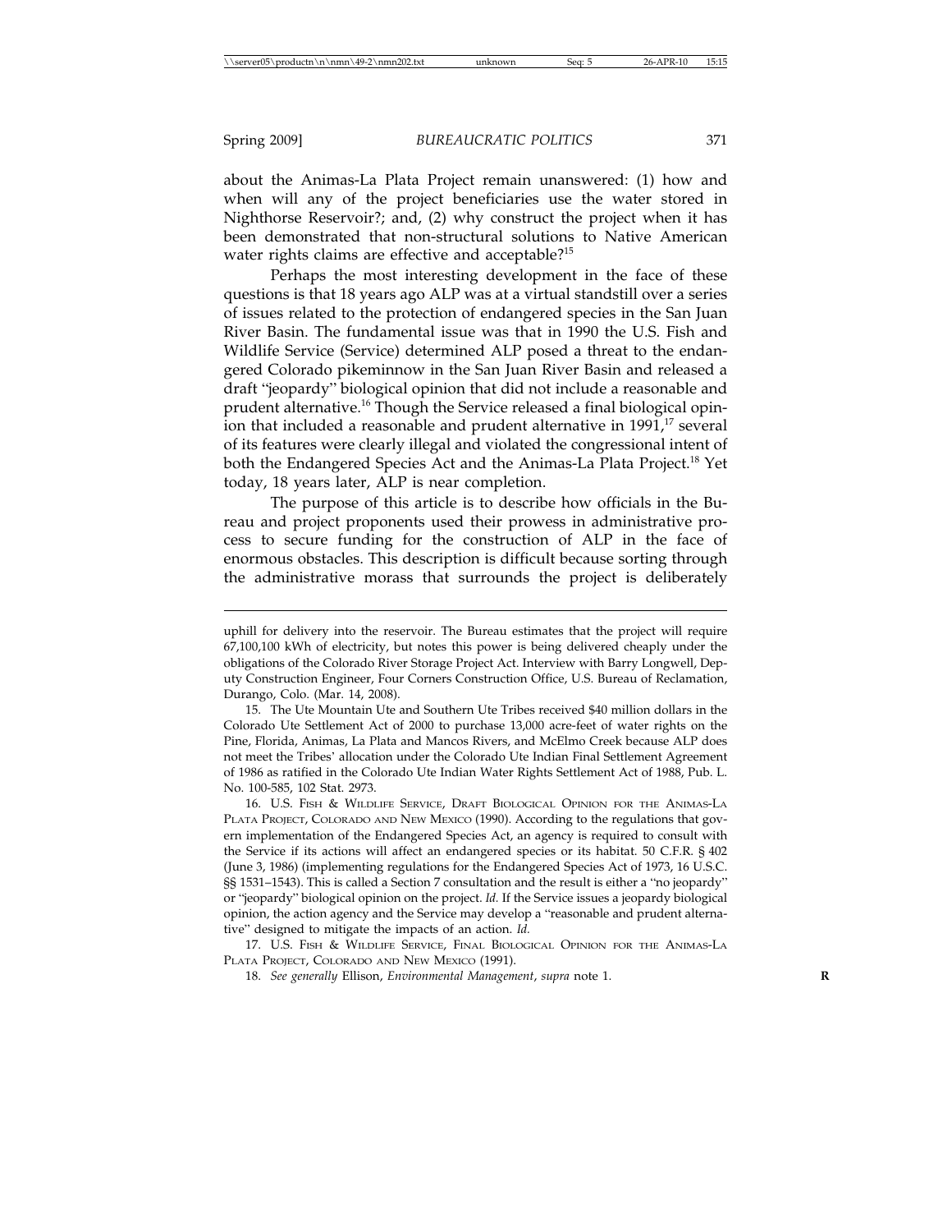about the Animas-La Plata Project remain unanswered: (1) how and when will any of the project beneficiaries use the water stored in Nighthorse Reservoir?; and, (2) why construct the project when it has been demonstrated that non-structural solutions to Native American water rights claims are effective and acceptable?[15]

Perhaps the most interesting development in the face of these questions is that 18 years ago ALP was at a virtual standstill over a series of issues related to the protection of endangered species in the San Juan River Basin. The fundamental issue was that in 1990 the U.S. Fish and Wildlife Service (Service) determined ALP posed a threat to the endangered Colorado pikeminnow in the San Juan River Basin and released a draft "jeopardy" biological opinion that did not include a reasonable and prudent alternative.[16] Though the Service released a final biological opinion that included a reasonable and prudent alternative in 1991,[17] several of its features were clearly illegal and violated the congressional intent of both the Endangered Species Act and the Animas-La Plata Project.[18] Yet today, 18 years later, ALP is near completion.

The purpose of this article is to describe how officials in the Bureau and project proponents used their prowess in administrative process to secure funding for the construction of ALP in the face of enormous obstacles. This description is difficult because sorting through the administrative morass that surrounds the project is deliberately

---

uphill for delivery into the reservoir. The Bureau estimates that the project will require 67,100,100 kWh of electricity, but notes this power is being delivered cheaply under the obligations of the Colorado River Storage Project Act. Interview with Barry Longwell, Deputy Construction Engineer, Four Corners Construction Office, U.S. Bureau of Reclamation, Durango, Colo. (Mar. 14, 2008).

15. The Ute Mountain Ute and Southern Ute Tribes received $40 million dollars in the Colorado Ute Settlement Act of 2000 to purchase 13,000 acre-feet of water rights on the Pine, Florida, Animas, La Plata and Mancos Rivers, and McElmo Creek because ALP does not meet the Tribes' allocation under the Colorado Ute Indian Final Settlement Agreement of 1986 as ratified in the Colorado Ute Indian Water Rights Settlement Act of 1988, Pub. L. No. 100-585, 102 Stat. 2973.

16. U.S. Fish & Wildlife Service, Draft Biological Opinion for the Animas-La Plata Project, Colorado and New Mexico (1990). According to the regulations that govern implementation of the Endangered Species Act, an agency is required to consult with the Service if its actions will affect an endangered species or its habitat. 50 C.F.R. § 402 (June 3, 1986) (implementing regulations for the Endangered Species Act of 1973, 16 U.S.C. §§ 1531–1543). This is called a Section 7 consultation and the result is either a "no jeopardy" or "jeopardy" biological opinion on the project. *Id.* If the Service issues a jeopardy biological opinion, the action agency and the Service may develop a "reasonable and prudent alternative" designed to mitigate the impacts of an action. *Id.*

17. U.S. Fish & Wildlife Service, Final Biological Opinion for the Animas-La Plata Project, Colorado and New Mexico (1991).

18. *See generally* Ellison, *Environmental Management*, *supra* note 1.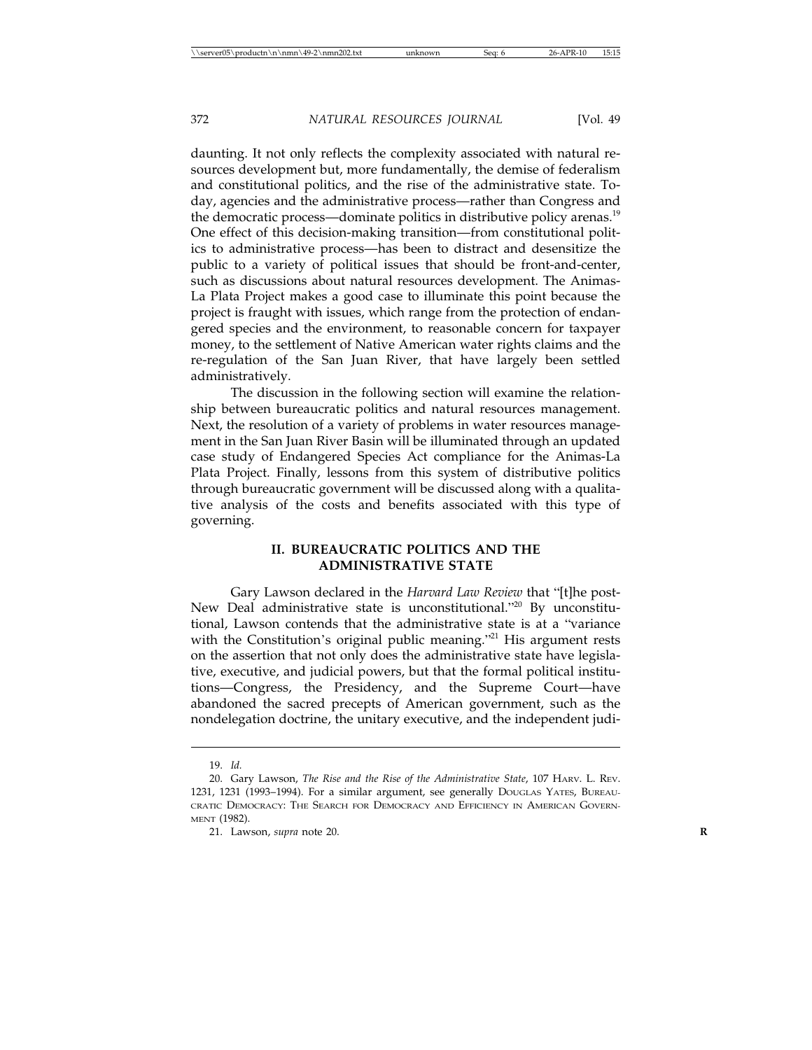daunting. It not only reflects the complexity associated with natural resources development but, more fundamentally, the demise of federalism and constitutional politics, and the rise of the administrative state. Today, agencies and the administrative process—rather than Congress and the democratic process—dominate politics in distributive policy arenas.[19] One effect of this decision-making transition—from constitutional politics to administrative process—has been to distract and desensitize the public to a variety of political issues that should be front-and-center, such as discussions about natural resources development. The Animas-La Plata Project makes a good case to illuminate this point because the project is fraught with issues, which range from the protection of endangered species and the environment, to reasonable concern for taxpayer money, to the settlement of Native American water rights claims and the re-regulation of the San Juan River, that have largely been settled administratively.

The discussion in the following section will examine the relationship between bureaucratic politics and natural resources management. Next, the resolution of a variety of problems in water resources management in the San Juan River Basin will be illuminated through an updated case study of Endangered Species Act compliance for the Animas-La Plata Project. Finally, lessons from this system of distributive politics through bureaucratic government will be discussed along with a qualitative analysis of the costs and benefits associated with this type of governing.

## II. BUREAUCRATIC POLITICS AND THE ADMINISTRATIVE STATE

Gary Lawson declared in the *Harvard Law Review* that "[t]he post-New Deal administrative state is unconstitutional."[20] By unconstitutional, Lawson contends that the administrative state is at a "variance with the Constitution's original public meaning."[21] His argument rests on the assertion that not only does the administrative state have legislative, executive, and judicial powers, but that the formal political institutions—Congress, the Presidency, and the Supreme Court—have abandoned the sacred precepts of American government, such as the nondelegation doctrine, the unitary executive, and the independent judi-

---

19. *Id.*

20. Gary Lawson, *The Rise and the Rise of the Administrative State*, 107 HARV. L. REV. 1231, 1231 (1993–1994). For a similar argument, see generally DOUGLAS YATES, BUREAUCRATIC DEMOCRACY: THE SEARCH FOR DEMOCRACY AND EFFICIENCY IN AMERICAN GOVERNMENT (1982).

21. Lawson, *supra* note 20.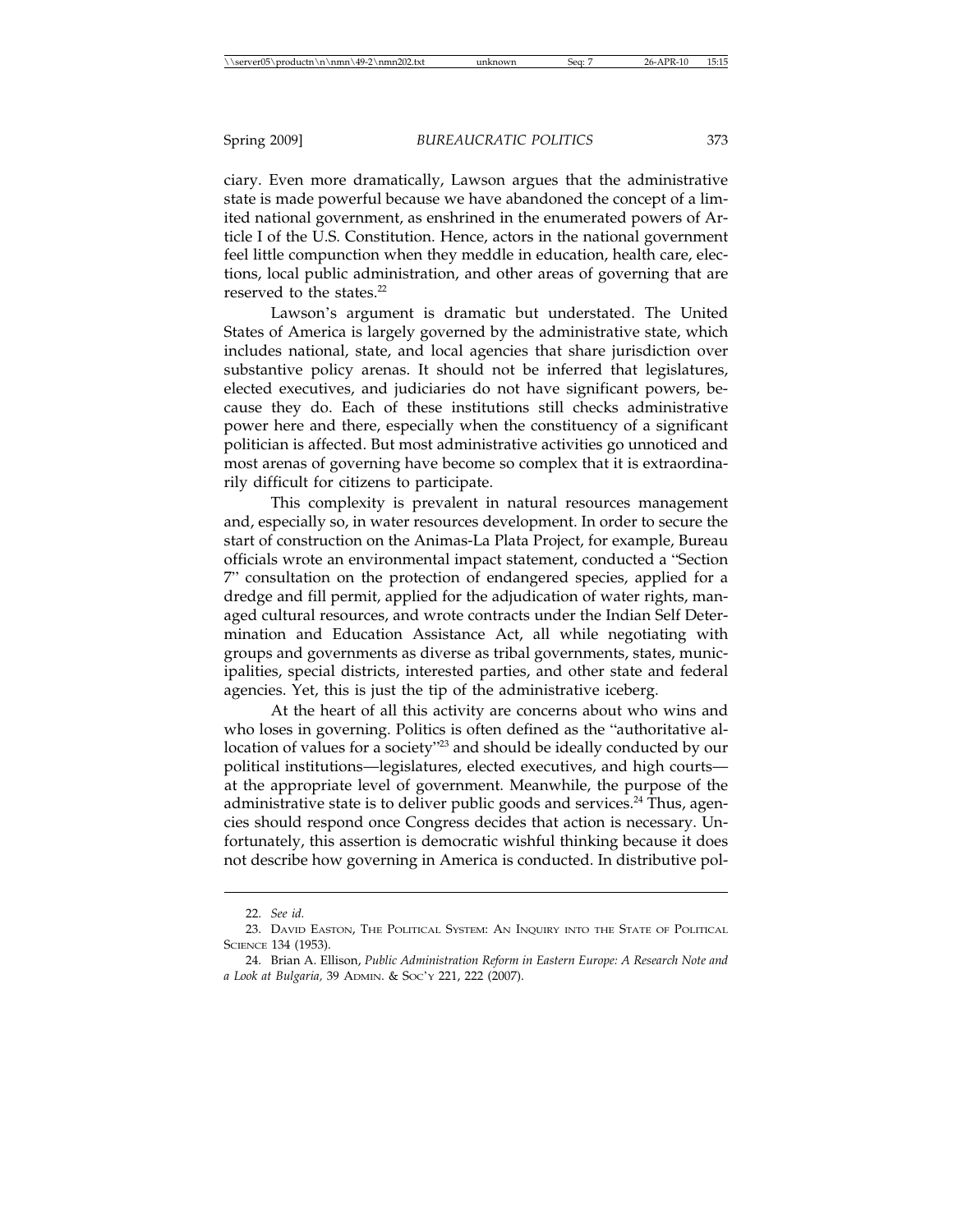ciary. Even more dramatically, Lawson argues that the administrative state is made powerful because we have abandoned the concept of a limited national government, as enshrined in the enumerated powers of Article I of the U.S. Constitution. Hence, actors in the national government feel little compunction when they meddle in education, health care, elections, local public administration, and other areas of governing that are reserved to the states.[22]

Lawson's argument is dramatic but understated. The United States of America is largely governed by the administrative state, which includes national, state, and local agencies that share jurisdiction over substantive policy arenas. It should not be inferred that legislatures, elected executives, and judiciaries do not have significant powers, because they do. Each of these institutions still checks administrative power here and there, especially when the constituency of a significant politician is affected. But most administrative activities go unnoticed and most arenas of governing have become so complex that it is extraordinarily difficult for citizens to participate.

This complexity is prevalent in natural resources management and, especially so, in water resources development. In order to secure the start of construction on the Animas-La Plata Project, for example, Bureau officials wrote an environmental impact statement, conducted a "Section 7" consultation on the protection of endangered species, applied for a dredge and fill permit, applied for the adjudication of water rights, managed cultural resources, and wrote contracts under the Indian Self Determination and Education Assistance Act, all while negotiating with groups and governments as diverse as tribal governments, states, municipalities, special districts, interested parties, and other state and federal agencies. Yet, this is just the tip of the administrative iceberg.

At the heart of all this activity are concerns about who wins and who loses in governing. Politics is often defined as the "authoritative allocation of values for a society"[23] and should be ideally conducted by our political institutions—legislatures, elected executives, and high courts—at the appropriate level of government. Meanwhile, the purpose of the administrative state is to deliver public goods and services.[24] Thus, agencies should respond once Congress decides that action is necessary. Unfortunately, this assertion is democratic wishful thinking because it does not describe how governing in America is conducted. In distributive pol-

---

22. *See id.*

23. David Easton, The Political System: An Inquiry into the State of Political Science 134 (1953).

24. Brian A. Ellison, *Public Administration Reform in Eastern Europe: A Research Note and a Look at Bulgaria*, 39 Admin. & Soc'y 221, 222 (2007).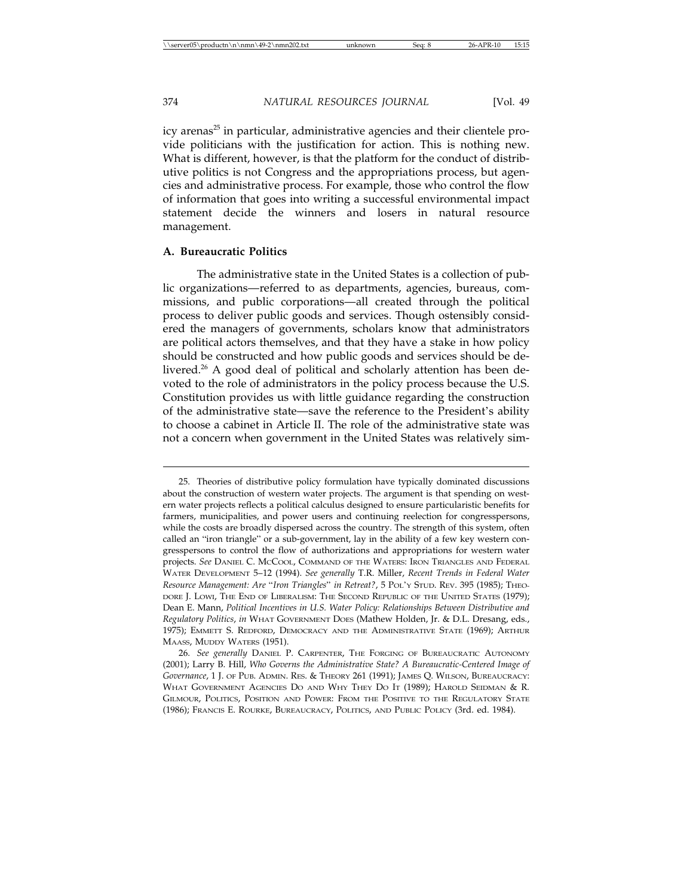icy arenas[25] in particular, administrative agencies and their clientele provide politicians with the justification for action. This is nothing new. What is different, however, is that the platform for the conduct of distributive politics is not Congress and the appropriations process, but agencies and administrative process. For example, those who control the flow of information that goes into writing a successful environmental impact statement decide the winners and losers in natural resource management.

### A. Bureaucratic Politics

The administrative state in the United States is a collection of public organizations—referred to as departments, agencies, bureaus, commissions, and public corporations—all created through the political process to deliver public goods and services. Though ostensibly considered the managers of governments, scholars know that administrators are political actors themselves, and that they have a stake in how policy should be constructed and how public goods and services should be delivered.[26] A good deal of political and scholarly attention has been devoted to the role of administrators in the policy process because the U.S. Constitution provides us with little guidance regarding the construction of the administrative state—save the reference to the President's ability to choose a cabinet in Article II. The role of the administrative state was not a concern when government in the United States was relatively sim-

---

25. Theories of distributive policy formulation have typically dominated discussions about the construction of western water projects. The argument is that spending on western water projects reflects a political calculus designed to ensure particularistic benefits for farmers, municipalities, and power users and continuing reelection for congresspersons, while the costs are broadly dispersed across the country. The strength of this system, often called an "iron triangle" or a sub-government, lay in the ability of a few key western congresspersons to control the flow of authorizations and appropriations for western water projects. *See* DANIEL C. MCCOOL, COMMAND OF THE WATERS: IRON TRIANGLES AND FEDERAL WATER DEVELOPMENT 5–12 (1994). *See generally* T.R. Miller, *Recent Trends in Federal Water Resource Management: Are "Iron Triangles" in Retreat?*, 5 POL'Y STUD. REV. 395 (1985); THEODORE J. LOWI, THE END OF LIBERALISM: THE SECOND REPUBLIC OF THE UNITED STATES (1979); Dean E. Mann, *Political Incentives in U.S. Water Policy: Relationships Between Distributive and Regulatory Politics*, *in* WHAT GOVERNMENT DOES (Mathew Holden, Jr. & D.L. Dresang, eds., 1975); EMMETT S. REDFORD, DEMOCRACY AND THE ADMINISTRATIVE STATE (1969); ARTHUR MAASS, MUDDY WATERS (1951).

26. *See generally* DANIEL P. CARPENTER, THE FORGING OF BUREAUCRATIC AUTONOMY (2001); Larry B. Hill, *Who Governs the Administrative State? A Bureaucratic-Centered Image of Governance*, 1 J. OF PUB. ADMIN. RES. & THEORY 261 (1991); JAMES Q. WILSON, BUREAUCRACY: WHAT GOVERNMENT AGENCIES DO AND WHY THEY DO IT (1989); HAROLD SEIDMAN & R. GILMOUR, POLITICS, POSITION AND POWER: FROM THE POSITIVE TO THE REGULATORY STATE (1986); FRANCIS E. ROURKE, BUREAUCRACY, POLITICS, AND PUBLIC POLICY (3rd. ed. 1984).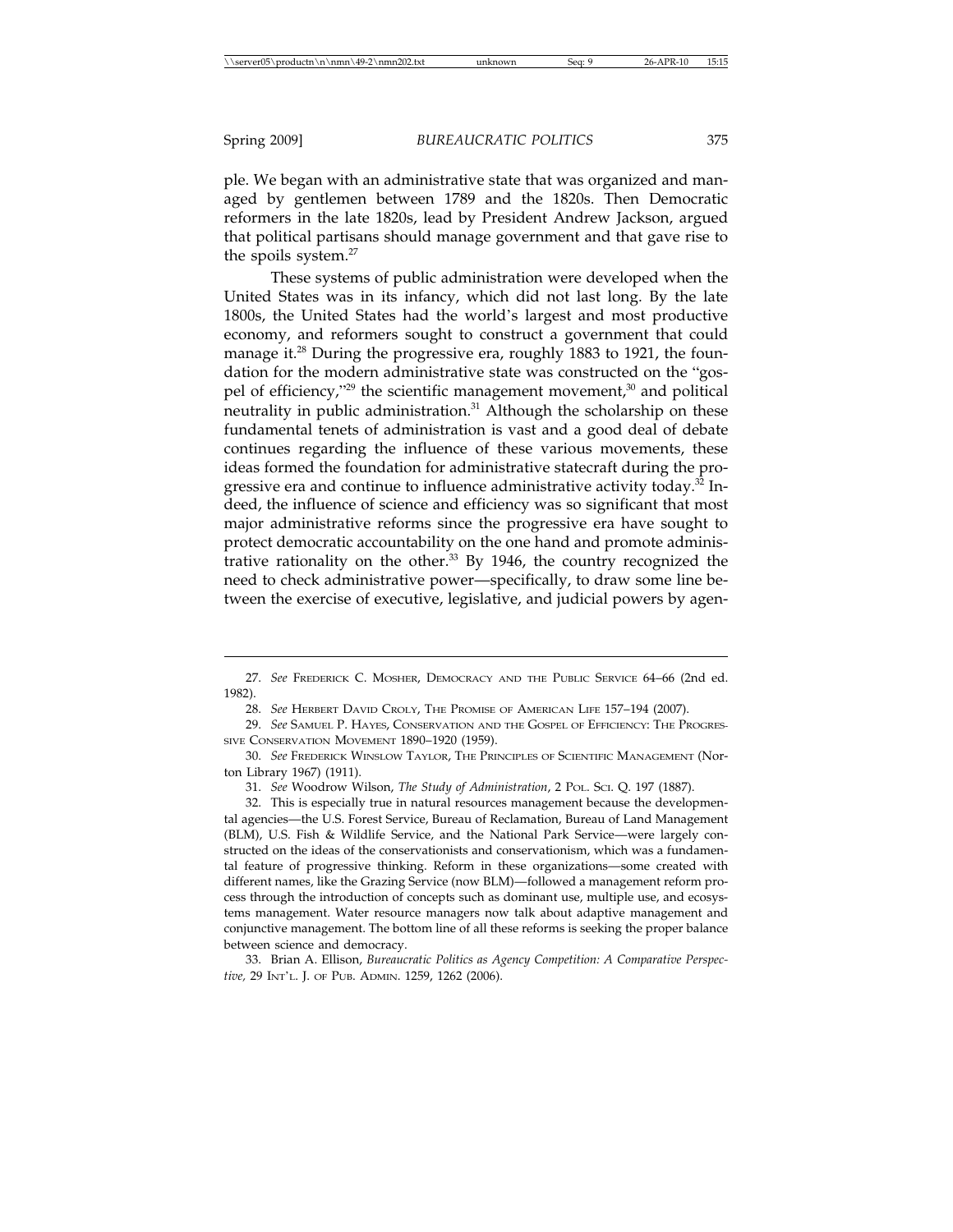ple. We began with an administrative state that was organized and managed by gentlemen between 1789 and the 1820s. Then Democratic reformers in the late 1820s, lead by President Andrew Jackson, argued that political partisans should manage government and that gave rise to the spoils system.[27]

These systems of public administration were developed when the United States was in its infancy, which did not last long. By the late 1800s, the United States had the world's largest and most productive economy, and reformers sought to construct a government that could manage it.[28] During the progressive era, roughly 1883 to 1921, the foundation for the modern administrative state was constructed on the "gospel of efficiency,"[29] the scientific management movement,[30] and political neutrality in public administration.[31] Although the scholarship on these fundamental tenets of administration is vast and a good deal of debate continues regarding the influence of these various movements, these ideas formed the foundation for administrative statecraft during the progressive era and continue to influence administrative activity today.[32] Indeed, the influence of science and efficiency was so significant that most major administrative reforms since the progressive era have sought to protect democratic accountability on the one hand and promote administrative rationality on the other.[33] By 1946, the country recognized the need to check administrative power—specifically, to draw some line between the exercise of executive, legislative, and judicial powers by agen-

---

27. *See* Frederick C. Mosher, Democracy and the Public Service 64–66 (2nd ed. 1982).

28. *See* Herbert David Croly, The Promise of American Life 157–194 (2007).

29. *See* Samuel P. Hayes, Conservation and the Gospel of Efficiency: The Progressive Conservation Movement 1890–1920 (1959).

30. *See* Frederick Winslow Taylor, The Principles of Scientific Management (Norton Library 1967) (1911).

31. *See* Woodrow Wilson, *The Study of Administration*, 2 Pol. Sci. Q. 197 (1887).

32. This is especially true in natural resources management because the developmental agencies—the U.S. Forest Service, Bureau of Reclamation, Bureau of Land Management (BLM), U.S. Fish & Wildlife Service, and the National Park Service—were largely constructed on the ideas of the conservationists and conservationism, which was a fundamental feature of progressive thinking. Reform in these organizations—some created with different names, like the Grazing Service (now BLM)—followed a management reform process through the introduction of concepts such as dominant use, multiple use, and ecosystems management. Water resource managers now talk about adaptive management and conjunctive management. The bottom line of all these reforms is seeking the proper balance between science and democracy.

33. Brian A. Ellison, *Bureaucratic Politics as Agency Competition: A Comparative Perspective,* 29 Int'l. J. of Pub. Admin. 1259, 1262 (2006).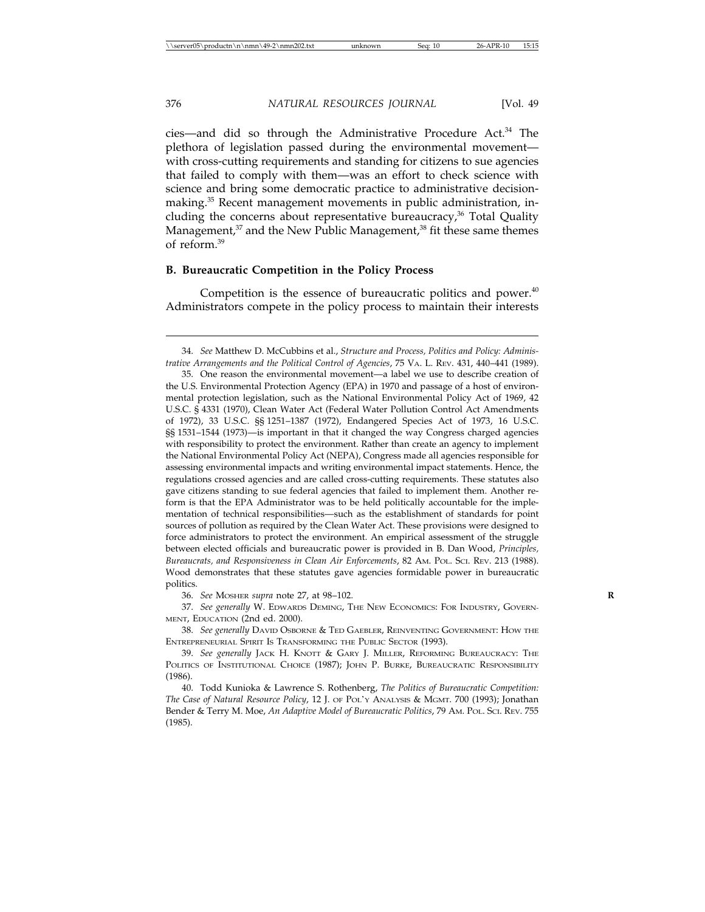cies—and did so through the Administrative Procedure Act.[34] The plethora of legislation passed during the environmental movement—with cross-cutting requirements and standing for citizens to sue agencies that failed to comply with them—was an effort to check science with science and bring some democratic practice to administrative decision-making.[35] Recent management movements in public administration, including the concerns about representative bureaucracy,[36] Total Quality Management,[37] and the New Public Management,[38] fit these same themes of reform.[39]

### B. Bureaucratic Competition in the Policy Process

Competition is the essence of bureaucratic politics and power.[40] Administrators compete in the policy process to maintain their interests

---

34. *See* Matthew D. McCubbins et al., *Structure and Process, Politics and Policy: Administrative Arrangements and the Political Control of Agencies*, 75 VA. L. REV. 431, 440–441 (1989).

35. One reason the environmental movement—a label we use to describe creation of the U.S. Environmental Protection Agency (EPA) in 1970 and passage of a host of environmental protection legislation, such as the National Environmental Policy Act of 1969, 42 U.S.C. § 4331 (1970), Clean Water Act (Federal Water Pollution Control Act Amendments of 1972), 33 U.S.C. §§ 1251–1387 (1972), Endangered Species Act of 1973, 16 U.S.C. §§ 1531–1544 (1973)—is important in that it changed the way Congress charged agencies with responsibility to protect the environment. Rather than create an agency to implement the National Environmental Policy Act (NEPA), Congress made all agencies responsible for assessing environmental impacts and writing environmental impact statements. Hence, the regulations crossed agencies and are called cross-cutting requirements. These statutes also gave citizens standing to sue federal agencies that failed to implement them. Another reform is that the EPA Administrator was to be held politically accountable for the implementation of technical responsibilities—such as the establishment of standards for point sources of pollution as required by the Clean Water Act. These provisions were designed to force administrators to protect the environment. An empirical assessment of the struggle between elected officials and bureaucratic power is provided in B. Dan Wood, *Principles, Bureaucrats, and Responsiveness in Clean Air Enforcements*, 82 AM. POL. SCI. REV. 213 (1988). Wood demonstrates that these statutes gave agencies formidable power in bureaucratic politics.

36. *See* MOSHER *supra* note 27, at 98–102.

37. *See generally* W. EDWARDS DEMING, THE NEW ECONOMICS: FOR INDUSTRY, GOVERNMENT, EDUCATION (2nd ed. 2000).

38. *See generally* DAVID OSBORNE & TED GAEBLER, REINVENTING GOVERNMENT: HOW THE ENTREPRENEURIAL SPIRIT IS TRANSFORMING THE PUBLIC SECTOR (1993).

39. *See generally* JACK H. KNOTT & GARY J. MILLER, REFORMING BUREAUCRACY: THE POLITICS OF INSTITUTIONAL CHOICE (1987); JOHN P. BURKE, BUREAUCRATIC RESPONSIBILITY (1986).

40. Todd Kunioka & Lawrence S. Rothenberg, *The Politics of Bureaucratic Competition: The Case of Natural Resource Policy*, 12 J. OF POL'Y ANALYSIS & MGMT. 700 (1993); Jonathan Bender & Terry M. Moe, *An Adaptive Model of Bureaucratic Politics*, 79 AM. POL. SCI. REV. 755 (1985).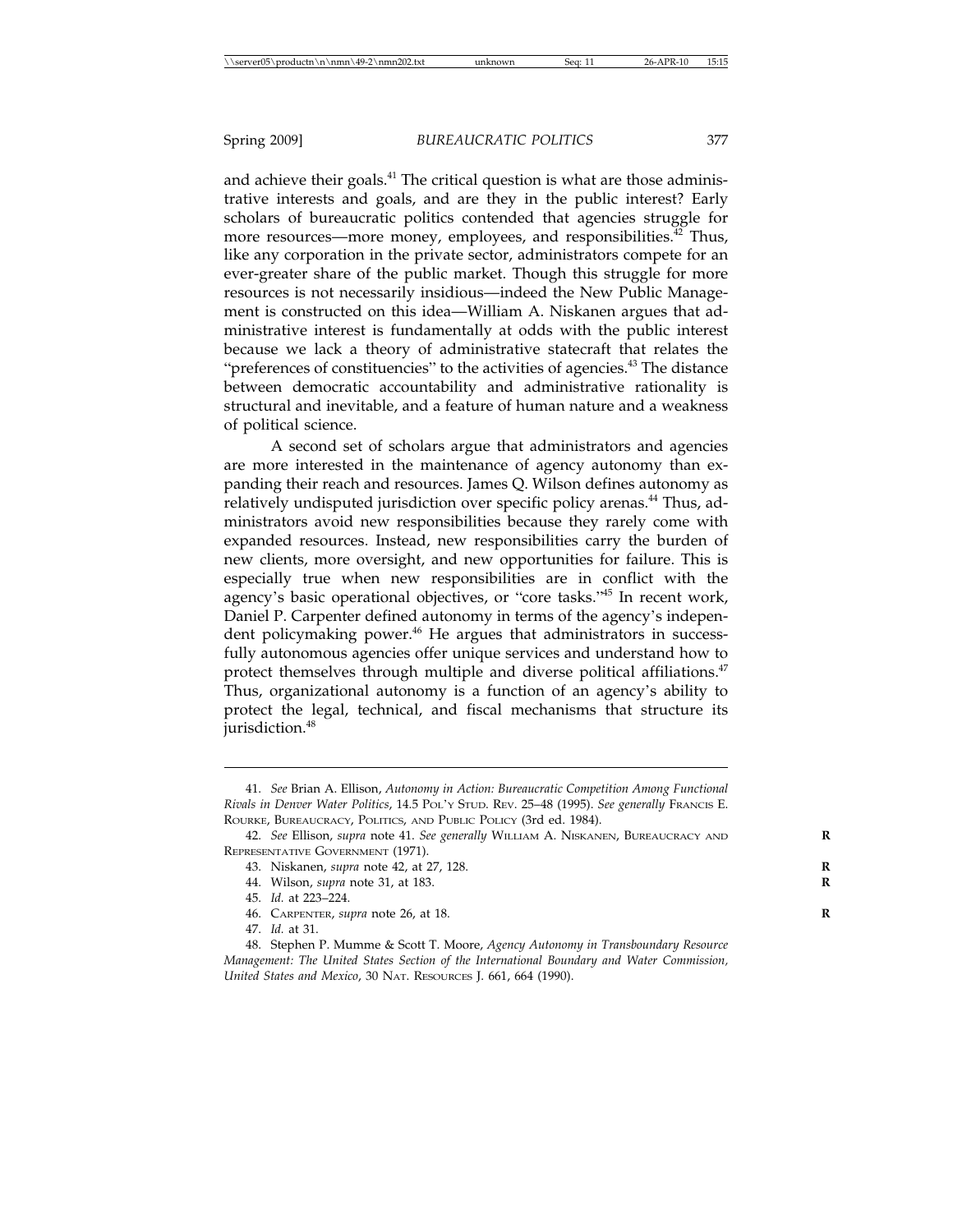and achieve their goals.[41] The critical question is what are those administrative interests and goals, and are they in the public interest? Early scholars of bureaucratic politics contended that agencies struggle for more resources—more money, employees, and responsibilities.[42] Thus, like any corporation in the private sector, administrators compete for an ever-greater share of the public market. Though this struggle for more resources is not necessarily insidious—indeed the New Public Management is constructed on this idea—William A. Niskanen argues that administrative interest is fundamentally at odds with the public interest because we lack a theory of administrative statecraft that relates the "preferences of constituencies" to the activities of agencies.[43] The distance between democratic accountability and administrative rationality is structural and inevitable, and a feature of human nature and a weakness of political science.

A second set of scholars argue that administrators and agencies are more interested in the maintenance of agency autonomy than expanding their reach and resources. James Q. Wilson defines autonomy as relatively undisputed jurisdiction over specific policy arenas.[44] Thus, administrators avoid new responsibilities because they rarely come with expanded resources. Instead, new responsibilities carry the burden of new clients, more oversight, and new opportunities for failure. This is especially true when new responsibilities are in conflict with the agency's basic operational objectives, or "core tasks."[45] In recent work, Daniel P. Carpenter defined autonomy in terms of the agency's independent policymaking power.[46] He argues that administrators in successfully autonomous agencies offer unique services and understand how to protect themselves through multiple and diverse political affiliations.[47] Thus, organizational autonomy is a function of an agency's ability to protect the legal, technical, and fiscal mechanisms that structure its jurisdiction.[48]

41. *See* Brian A. Ellison, *Autonomy in Action: Bureaucratic Competition Among Functional Rivals in Denver Water Politics*, 14.5 Pol'y Stud. Rev. 25–48 (1995). *See generally* Francis E. Rourke, Bureaucracy, Politics, and Public Policy (3rd ed. 1984).

42. *See* Ellison, *supra* note 41. *See generally* William A. Niskanen, Bureaucracy and Representative Government (1971).

43. Niskanen, *supra* note 42, at 27, 128.

44. Wilson, *supra* note 31, at 183.

45. *Id.* at 223–224.

46. Carpenter, *supra* note 26, at 18.

47. *Id.* at 31.

48. Stephen P. Mumme & Scott T. Moore, *Agency Autonomy in Transboundary Resource Management: The United States Section of the International Boundary and Water Commission, United States and Mexico*, 30 Nat. Resources J. 661, 664 (1990).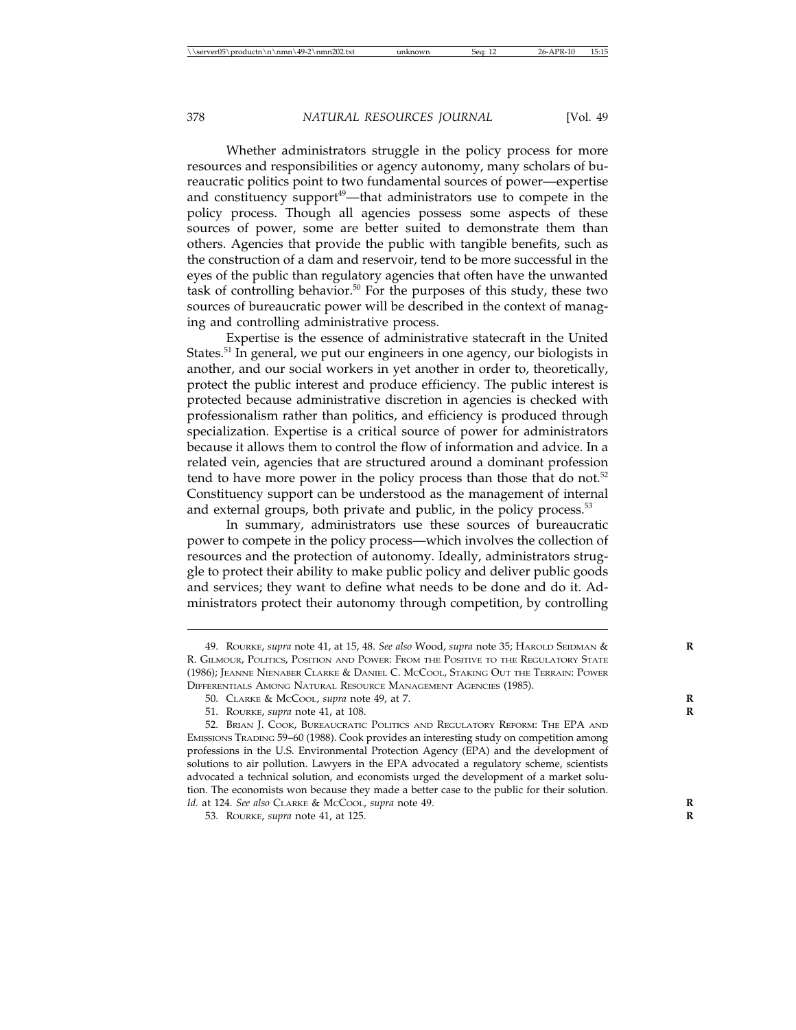Whether administrators struggle in the policy process for more resources and responsibilities or agency autonomy, many scholars of bureaucratic politics point to two fundamental sources of power—expertise and constituency support[49]—that administrators use to compete in the policy process. Though all agencies possess some aspects of these sources of power, some are better suited to demonstrate them than others. Agencies that provide the public with tangible benefits, such as the construction of a dam and reservoir, tend to be more successful in the eyes of the public than regulatory agencies that often have the unwanted task of controlling behavior.[50] For the purposes of this study, these two sources of bureaucratic power will be described in the context of managing and controlling administrative process.

Expertise is the essence of administrative statecraft in the United States.[51] In general, we put our engineers in one agency, our biologists in another, and our social workers in yet another in order to, theoretically, protect the public interest and produce efficiency. The public interest is protected because administrative discretion in agencies is checked with professionalism rather than politics, and efficiency is produced through specialization. Expertise is a critical source of power for administrators because it allows them to control the flow of information and advice. In a related vein, agencies that are structured around a dominant profession tend to have more power in the policy process than those that do not.[52] Constituency support can be understood as the management of internal and external groups, both private and public, in the policy process.[53]

In summary, administrators use these sources of bureaucratic power to compete in the policy process—which involves the collection of resources and the protection of autonomy. Ideally, administrators struggle to protect their ability to make public policy and deliver public goods and services; they want to define what needs to be done and do it. Administrators protect their autonomy through competition, by controlling

---

49. ROURKE, *supra* note 41, at 15, 48. *See also* Wood, *supra* note 35; HAROLD SEIDMAN & R. GILMOUR, POLITICS, POSITION AND POWER: FROM THE POSITIVE TO THE REGULATORY STATE (1986); JEANNE NIENABER CLARKE & DANIEL C. MCCOOL, STAKING OUT THE TERRAIN: POWER DIFFERENTIALS AMONG NATURAL RESOURCE MANAGEMENT AGENCIES (1985).

50. CLARKE & MCCOOL, *supra* note 49, at 7.

51. ROURKE, *supra* note 41, at 108.

52. BRIAN J. COOK, BUREAUCRATIC POLITICS AND REGULATORY REFORM: THE EPA AND EMISSIONS TRADING 59–60 (1988). Cook provides an interesting study on competition among professions in the U.S. Environmental Protection Agency (EPA) and the development of solutions to air pollution. Lawyers in the EPA advocated a regulatory scheme, scientists advocated a technical solution, and economists urged the development of a market solution. The economists won because they made a better case to the public for their solution. *Id.* at 124. *See also* CLARKE & MCCOOL, *supra* note 49.

53. ROURKE, *supra* note 41, at 125.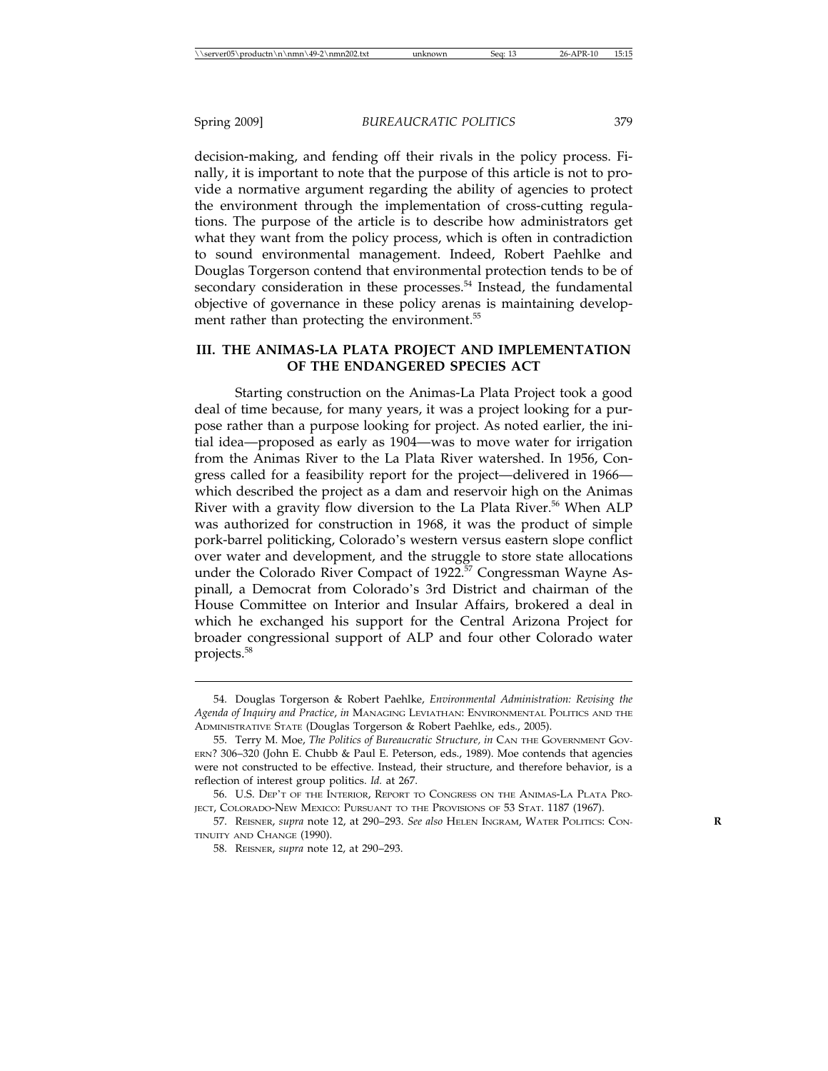decision-making, and fending off their rivals in the policy process. Finally, it is important to note that the purpose of this article is not to provide a normative argument regarding the ability of agencies to protect the environment through the implementation of cross-cutting regulations. The purpose of the article is to describe how administrators get what they want from the policy process, which is often in contradiction to sound environmental management. Indeed, Robert Paehlke and Douglas Torgerson contend that environmental protection tends to be of secondary consideration in these processes.[54] Instead, the fundamental objective of governance in these policy arenas is maintaining development rather than protecting the environment.[55]

## III. THE ANIMAS-LA PLATA PROJECT AND IMPLEMENTATION OF THE ENDANGERED SPECIES ACT

Starting construction on the Animas-La Plata Project took a good deal of time because, for many years, it was a project looking for a purpose rather than a purpose looking for project. As noted earlier, the initial idea—proposed as early as 1904—was to move water for irrigation from the Animas River to the La Plata River watershed. In 1956, Congress called for a feasibility report for the project—delivered in 1966—which described the project as a dam and reservoir high on the Animas River with a gravity flow diversion to the La Plata River.[56] When ALP was authorized for construction in 1968, it was the product of simple pork-barrel politicking, Colorado's western versus eastern slope conflict over water and development, and the struggle to store state allocations under the Colorado River Compact of 1922.[57] Congressman Wayne Aspinall, a Democrat from Colorado's 3rd District and chairman of the House Committee on Interior and Insular Affairs, brokered a deal in which he exchanged his support for the Central Arizona Project for broader congressional support of ALP and four other Colorado water projects.[58]

---

54. Douglas Torgerson & Robert Paehlke, *Environmental Administration: Revising the Agenda of Inquiry and Practice*, *in* MANAGING LEVIATHAN: ENVIRONMENTAL POLITICS AND THE ADMINISTRATIVE STATE (Douglas Torgerson & Robert Paehlke, eds., 2005).

55. Terry M. Moe, *The Politics of Bureaucratic Structure, in* CAN THE GOVERNMENT GOVERN? 306–320 (John E. Chubb & Paul E. Peterson, eds., 1989). Moe contends that agencies were not constructed to be effective. Instead, their structure, and therefore behavior, is a reflection of interest group politics. *Id.* at 267.

56. U.S. DEP'T OF THE INTERIOR, REPORT TO CONGRESS ON THE ANIMAS-LA PLATA PROJECT, COLORADO-NEW MEXICO: PURSUANT TO THE PROVISIONS OF 53 STAT. 1187 (1967).

57. REISNER, *supra* note 12, at 290–293. *See also* HELEN INGRAM, WATER POLITICS: CONTINUITY AND CHANGE (1990).

58. REISNER, *supra* note 12, at 290–293.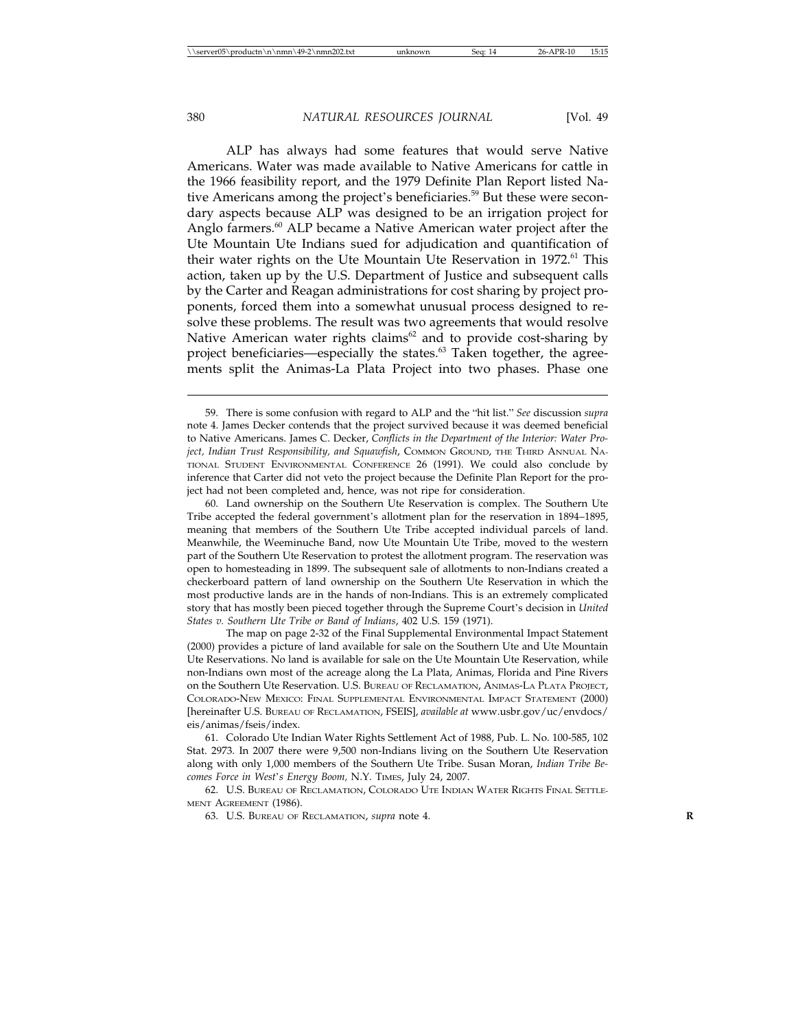ALP has always had some features that would serve Native Americans. Water was made available to Native Americans for cattle in the 1966 feasibility report, and the 1979 Definite Plan Report listed Native Americans among the project's beneficiaries.[59] But these were secondary aspects because ALP was designed to be an irrigation project for Anglo farmers.[60] ALP became a Native American water project after the Ute Mountain Ute Indians sued for adjudication and quantification of their water rights on the Ute Mountain Ute Reservation in 1972.[61] This action, taken up by the U.S. Department of Justice and subsequent calls by the Carter and Reagan administrations for cost sharing by project proponents, forced them into a somewhat unusual process designed to resolve these problems. The result was two agreements that would resolve Native American water rights claims[62] and to provide cost-sharing by project beneficiaries—especially the states.[63] Taken together, the agreements split the Animas-La Plata Project into two phases. Phase one

---

59. There is some confusion with regard to ALP and the "hit list." *See* discussion *supra* note 4. James Decker contends that the project survived because it was deemed beneficial to Native Americans. James C. Decker, *Conflicts in the Department of the Interior: Water Project, Indian Trust Responsibility, and Squawfish*, COMMON GROUND, THE THIRD ANNUAL NATIONAL STUDENT ENVIRONMENTAL CONFERENCE 26 (1991). We could also conclude by inference that Carter did not veto the project because the Definite Plan Report for the project had not been completed and, hence, was not ripe for consideration.

60. Land ownership on the Southern Ute Reservation is complex. The Southern Ute Tribe accepted the federal government's allotment plan for the reservation in 1894–1895, meaning that members of the Southern Ute Tribe accepted individual parcels of land. Meanwhile, the Weeminuche Band, now Ute Mountain Ute Tribe, moved to the western part of the Southern Ute Reservation to protest the allotment program. The reservation was open to homesteading in 1899. The subsequent sale of allotments to non-Indians created a checkerboard pattern of land ownership on the Southern Ute Reservation in which the most productive lands are in the hands of non-Indians. This is an extremely complicated story that has mostly been pieced together through the Supreme Court's decision in *United States v. Southern Ute Tribe or Band of Indians*, 402 U.S. 159 (1971).

The map on page 2-32 of the Final Supplemental Environmental Impact Statement (2000) provides a picture of land available for sale on the Southern Ute and Ute Mountain Ute Reservations. No land is available for sale on the Ute Mountain Ute Reservation, while non-Indians own most of the acreage along the La Plata, Animas, Florida and Pine Rivers on the Southern Ute Reservation. U.S. BUREAU OF RECLAMATION, ANIMAS-LA PLATA PROJECT, COLORADO-NEW MEXICO: FINAL SUPPLEMENTAL ENVIRONMENTAL IMPACT STATEMENT (2000) [hereinafter U.S. BUREAU OF RECLAMATION, FSEIS], *available at* www.usbr.gov/uc/envdocs/eis/animas/fseis/index.

61. Colorado Ute Indian Water Rights Settlement Act of 1988, Pub. L. No. 100-585, 102 Stat. 2973. In 2007 there were 9,500 non-Indians living on the Southern Ute Reservation along with only 1,000 members of the Southern Ute Tribe. Susan Moran, *Indian Tribe Becomes Force in West's Energy Boom,* N.Y. TIMES, July 24, 2007.

62. U.S. BUREAU OF RECLAMATION, COLORADO UTE INDIAN WATER RIGHTS FINAL SETTLEMENT AGREEMENT (1986).

63. U.S. BUREAU OF RECLAMATION, *supra* note 4.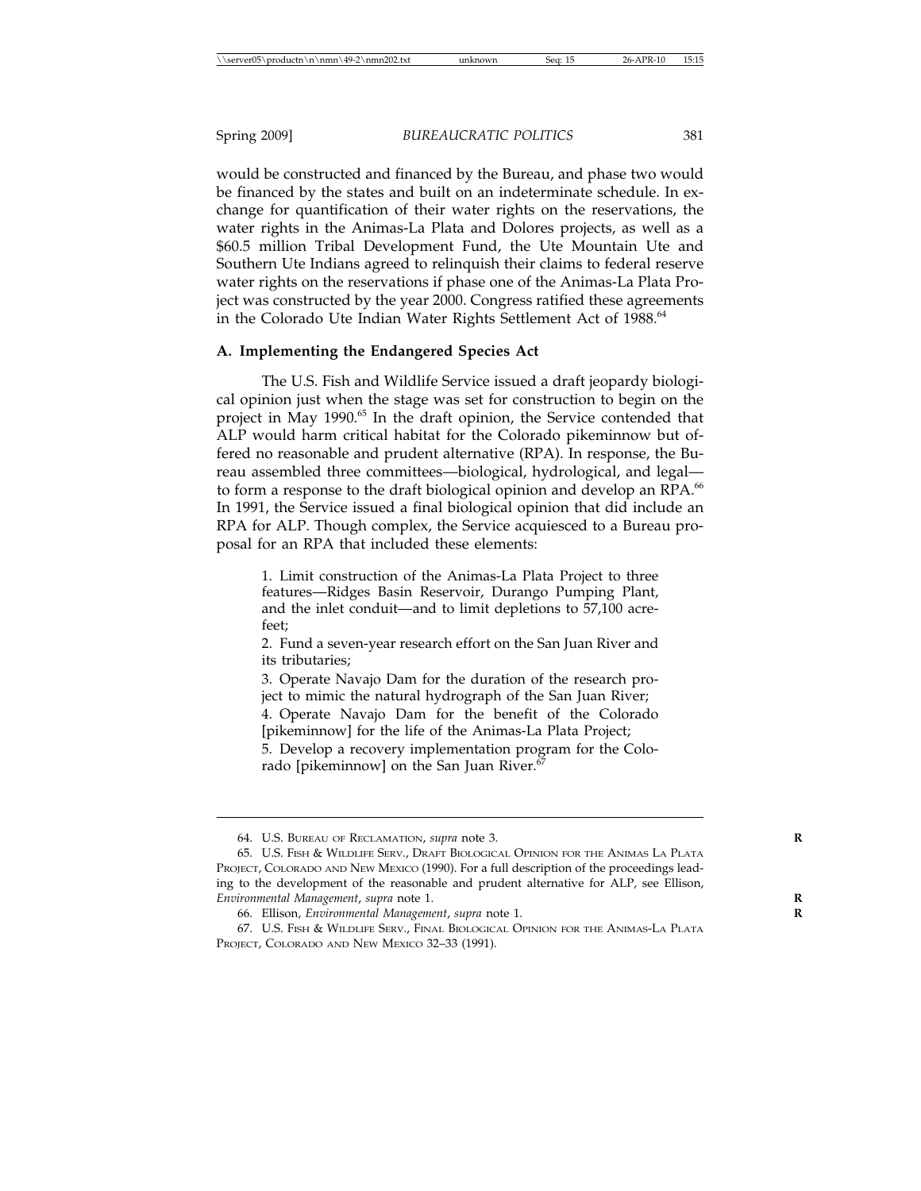would be constructed and financed by the Bureau, and phase two would be financed by the states and built on an indeterminate schedule. In exchange for quantification of their water rights on the reservations, the water rights in the Animas-La Plata and Dolores projects, as well as a \$60.5 million Tribal Development Fund, the Ute Mountain Ute and Southern Ute Indians agreed to relinquish their claims to federal reserve water rights on the reservations if phase one of the Animas-La Plata Project was constructed by the year 2000. Congress ratified these agreements in the Colorado Ute Indian Water Rights Settlement Act of 1988.[64]

### A. Implementing the Endangered Species Act

The U.S. Fish and Wildlife Service issued a draft jeopardy biological opinion just when the stage was set for construction to begin on the project in May 1990.[65] In the draft opinion, the Service contended that ALP would harm critical habitat for the Colorado pikeminnow but offered no reasonable and prudent alternative (RPA). In response, the Bureau assembled three committees—biological, hydrological, and legal—to form a response to the draft biological opinion and develop an RPA.[66] In 1991, the Service issued a final biological opinion that did include an RPA for ALP. Though complex, the Service acquiesced to a Bureau proposal for an RPA that included these elements:

> 1. Limit construction of the Animas-La Plata Project to three features—Ridges Basin Reservoir, Durango Pumping Plant, and the inlet conduit—and to limit depletions to 57,100 acre-feet;
> 2. Fund a seven-year research effort on the San Juan River and its tributaries;
> 3. Operate Navajo Dam for the duration of the research project to mimic the natural hydrograph of the San Juan River;
> 4. Operate Navajo Dam for the benefit of the Colorado [pikeminnow] for the life of the Animas-La Plata Project;
> 5. Develop a recovery implementation program for the Colorado [pikeminnow] on the San Juan River.[67]

---

64. U.S. Bureau of Reclamation, *supra* note 3.

65. U.S. Fish & Wildlife Serv., Draft Biological Opinion for the Animas La Plata Project, Colorado and New Mexico (1990). For a full description of the proceedings leading to the development of the reasonable and prudent alternative for ALP, see Ellison, *Environmental Management*, *supra* note 1.

66. Ellison, *Environmental Management*, *supra* note 1.

67. U.S. Fish & Wildlife Serv., Final Biological Opinion for the Animas-La Plata Project, Colorado and New Mexico 32–33 (1991).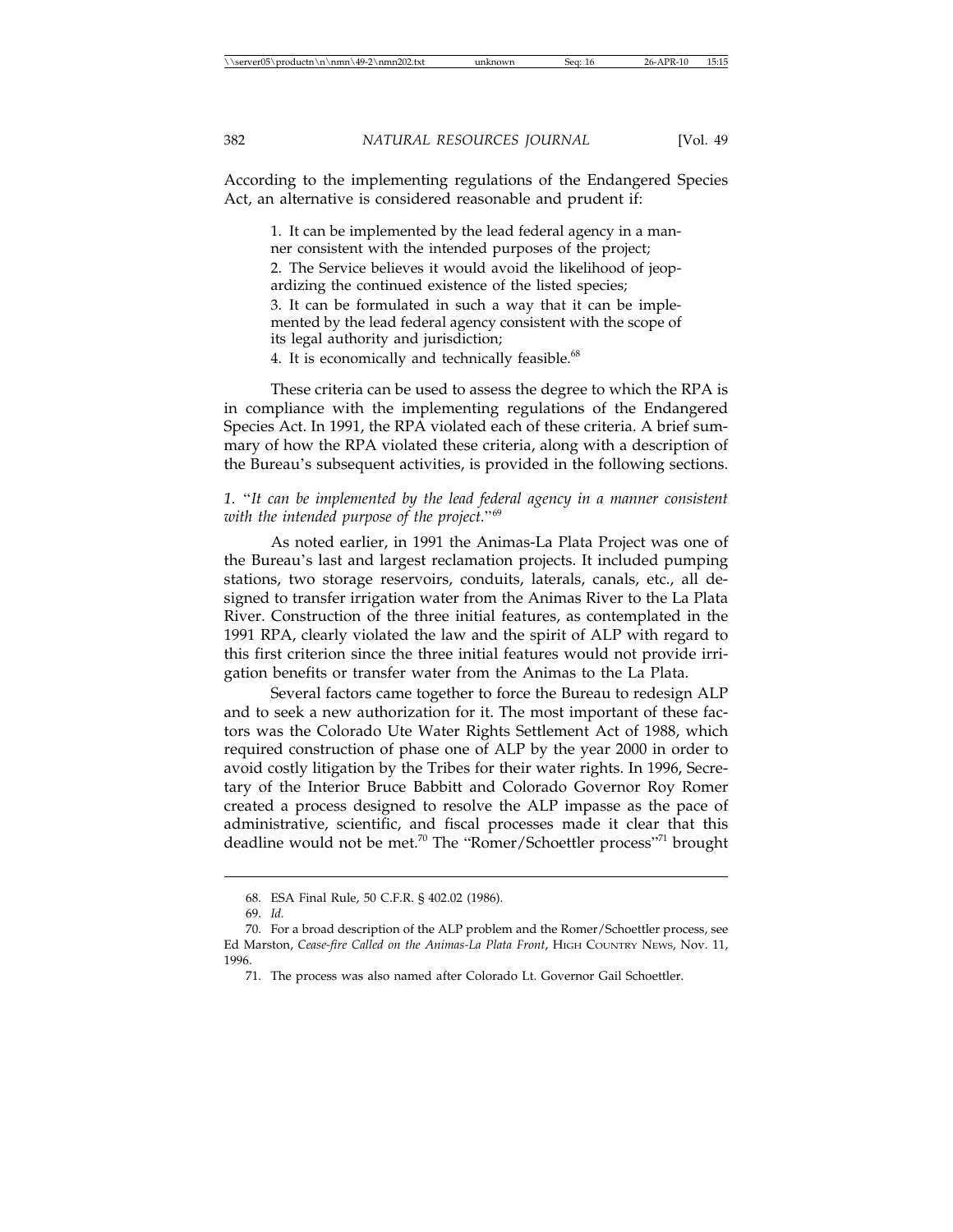According to the implementing regulations of the Endangered Species Act, an alternative is considered reasonable and prudent if:

> 1. It can be implemented by the lead federal agency in a manner consistent with the intended purposes of the project;
> 2. The Service believes it would avoid the likelihood of jeopardizing the continued existence of the listed species;
> 3. It can be formulated in such a way that it can be implemented by the lead federal agency consistent with the scope of its legal authority and jurisdiction;
> 4. It is economically and technically feasible.[68]

These criteria can be used to assess the degree to which the RPA is in compliance with the implementing regulations of the Endangered Species Act. In 1991, the RPA violated each of these criteria. A brief summary of how the RPA violated these criteria, along with a description of the Bureau's subsequent activities, is provided in the following sections.

*1. "It can be implemented by the lead federal agency in a manner consistent with the intended purpose of the project."*[69]

As noted earlier, in 1991 the Animas-La Plata Project was one of the Bureau's last and largest reclamation projects. It included pumping stations, two storage reservoirs, conduits, laterals, canals, etc., all designed to transfer irrigation water from the Animas River to the La Plata River. Construction of the three initial features, as contemplated in the 1991 RPA, clearly violated the law and the spirit of ALP with regard to this first criterion since the three initial features would not provide irrigation benefits or transfer water from the Animas to the La Plata.

Several factors came together to force the Bureau to redesign ALP and to seek a new authorization for it. The most important of these factors was the Colorado Ute Water Rights Settlement Act of 1988, which required construction of phase one of ALP by the year 2000 in order to avoid costly litigation by the Tribes for their water rights. In 1996, Secretary of the Interior Bruce Babbitt and Colorado Governor Roy Romer created a process designed to resolve the ALP impasse as the pace of administrative, scientific, and fiscal processes made it clear that this deadline would not be met.[70] The "Romer/Schoettler process"[71] brought

---

68. ESA Final Rule, 50 C.F.R. § 402.02 (1986).

69. *Id.*

70. For a broad description of the ALP problem and the Romer/Schoettler process, see Ed Marston, *Cease-fire Called on the Animas-La Plata Front*, HIGH COUNTRY NEWS, Nov. 11, 1996.

71. The process was also named after Colorado Lt. Governor Gail Schoettler.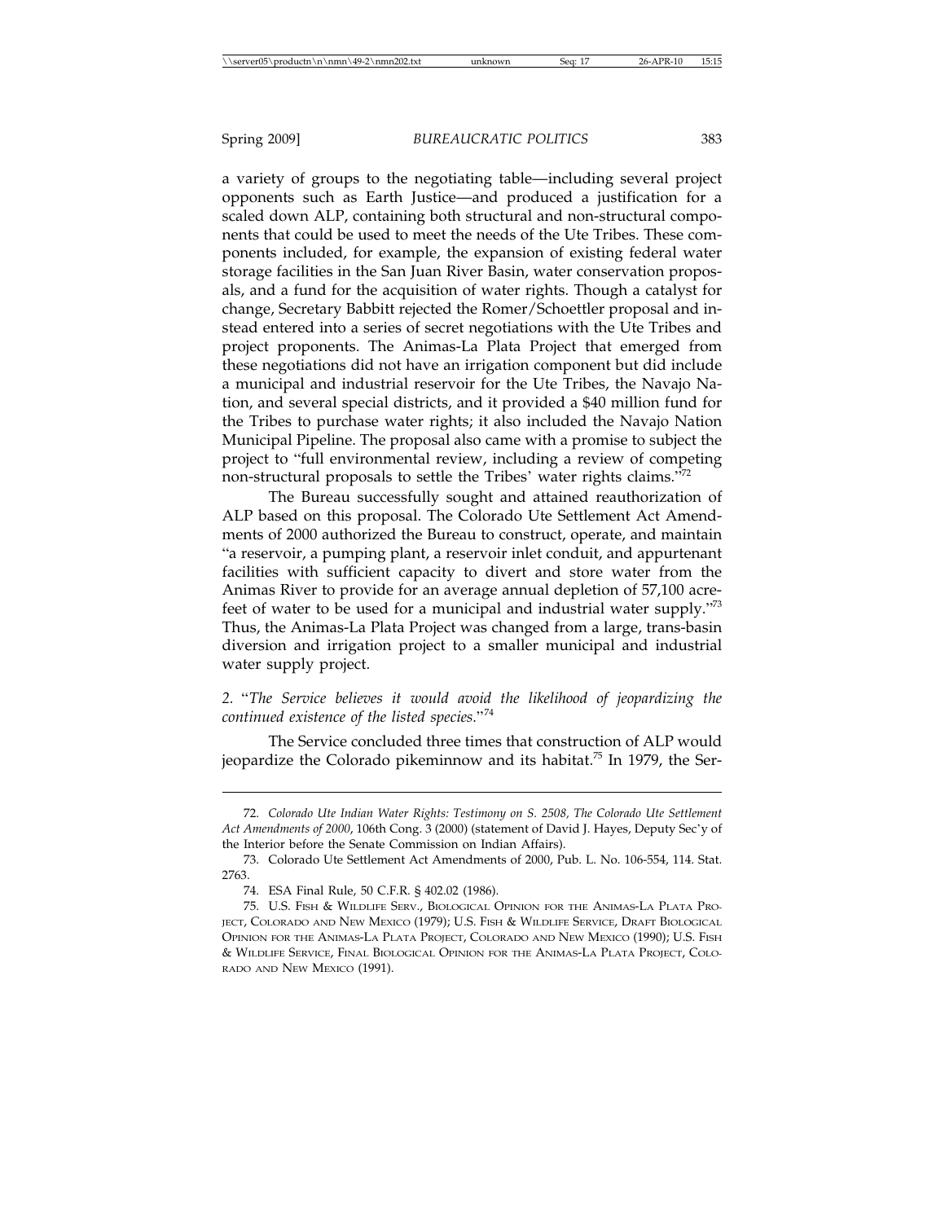a variety of groups to the negotiating table—including several project opponents such as Earth Justice—and produced a justification for a scaled down ALP, containing both structural and non-structural components that could be used to meet the needs of the Ute Tribes. These components included, for example, the expansion of existing federal water storage facilities in the San Juan River Basin, water conservation proposals, and a fund for the acquisition of water rights. Though a catalyst for change, Secretary Babbitt rejected the Romer/Schoettler proposal and instead entered into a series of secret negotiations with the Ute Tribes and project proponents. The Animas-La Plata Project that emerged from these negotiations did not have an irrigation component but did include a municipal and industrial reservoir for the Ute Tribes, the Navajo Nation, and several special districts, and it provided a $40 million fund for the Tribes to purchase water rights; it also included the Navajo Nation Municipal Pipeline. The proposal also came with a promise to subject the project to "full environmental review, including a review of competing non-structural proposals to settle the Tribes' water rights claims."[72]

The Bureau successfully sought and attained reauthorization of ALP based on this proposal. The Colorado Ute Settlement Act Amendments of 2000 authorized the Bureau to construct, operate, and maintain "a reservoir, a pumping plant, a reservoir inlet conduit, and appurtenant facilities with sufficient capacity to divert and store water from the Animas River to provide for an average annual depletion of 57,100 acre-feet of water to be used for a municipal and industrial water supply."[73] Thus, the Animas-La Plata Project was changed from a large, trans-basin diversion and irrigation project to a smaller municipal and industrial water supply project.

2. "*The Service believes it would avoid the likelihood of jeopardizing the continued existence of the listed species.*"[74]

The Service concluded three times that construction of ALP would jeopardize the Colorado pikeminnow and its habitat.[75] In 1979, the Ser-

---

72. *Colorado Ute Indian Water Rights: Testimony on S. 2508, The Colorado Ute Settlement Act Amendments of 2000*, 106th Cong. 3 (2000) (statement of David J. Hayes, Deputy Sec'y of the Interior before the Senate Commission on Indian Affairs).

73. Colorado Ute Settlement Act Amendments of 2000, Pub. L. No. 106-554, 114. Stat. 2763.

74. ESA Final Rule, 50 C.F.R. § 402.02 (1986).

75. U.S. Fish & Wildlife Serv., Biological Opinion for the Animas-La Plata Project, Colorado and New Mexico (1979); U.S. Fish & Wildlife Service, Draft Biological Opinion for the Animas-La Plata Project, Colorado and New Mexico (1990); U.S. Fish & Wildlife Service, Final Biological Opinion for the Animas-La Plata Project, Colorado and New Mexico (1991).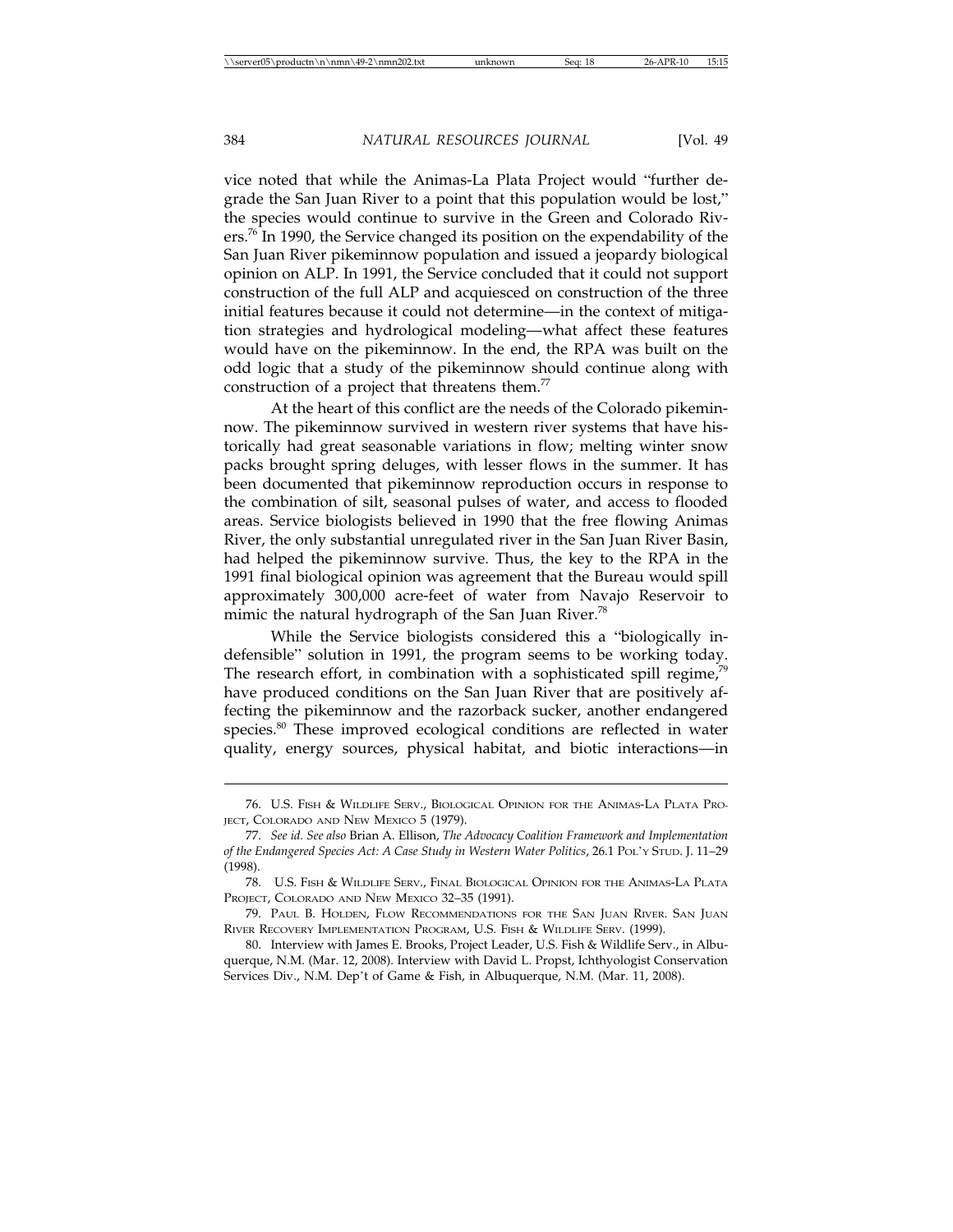vice noted that while the Animas-La Plata Project would "further degrade the San Juan River to a point that this population would be lost," the species would continue to survive in the Green and Colorado Rivers.[76] In 1990, the Service changed its position on the expendability of the San Juan River pikeminnow population and issued a jeopardy biological opinion on ALP. In 1991, the Service concluded that it could not support construction of the full ALP and acquiesced on construction of the three initial features because it could not determine—in the context of mitigation strategies and hydrological modeling—what affect these features would have on the pikeminnow. In the end, the RPA was built on the odd logic that a study of the pikeminnow should continue along with construction of a project that threatens them.[77]

At the heart of this conflict are the needs of the Colorado pikeminnow. The pikeminnow survived in western river systems that have historically had great seasonable variations in flow; melting winter snow packs brought spring deluges, with lesser flows in the summer. It has been documented that pikeminnow reproduction occurs in response to the combination of silt, seasonal pulses of water, and access to flooded areas. Service biologists believed in 1990 that the free flowing Animas River, the only substantial unregulated river in the San Juan River Basin, had helped the pikeminnow survive. Thus, the key to the RPA in the 1991 final biological opinion was agreement that the Bureau would spill approximately 300,000 acre-feet of water from Navajo Reservoir to mimic the natural hydrograph of the San Juan River.[78]

While the Service biologists considered this a "biologically indefensible" solution in 1991, the program seems to be working today. The research effort, in combination with a sophisticated spill regime,[79] have produced conditions on the San Juan River that are positively affecting the pikeminnow and the razorback sucker, another endangered species.[80] These improved ecological conditions are reflected in water quality, energy sources, physical habitat, and biotic interactions—in

---

76. U.S. FISH & WILDLIFE SERV., BIOLOGICAL OPINION FOR THE ANIMAS-LA PLATA PROJECT, COLORADO AND NEW MEXICO 5 (1979).

77. *See id. See also* Brian A. Ellison, *The Advocacy Coalition Framework and Implementation of the Endangered Species Act: A Case Study in Western Water Politics*, 26.1 POL'Y STUD. J. 11–29 (1998).

78. U.S. FISH & WILDLIFE SERV., FINAL BIOLOGICAL OPINION FOR THE ANIMAS-LA PLATA PROJECT, COLORADO AND NEW MEXICO 32–35 (1991).

79. PAUL B. HOLDEN, FLOW RECOMMENDATIONS FOR THE SAN JUAN RIVER. SAN JUAN RIVER RECOVERY IMPLEMENTATION PROGRAM, U.S. FISH & WILDLIFE SERV. (1999).

80. Interview with James E. Brooks, Project Leader, U.S. Fish & Wildlife Serv., in Albuquerque, N.M. (Mar. 12, 2008). Interview with David L. Propst, Ichthyologist Conservation Services Div., N.M. Dep't of Game & Fish, in Albuquerque, N.M. (Mar. 11, 2008).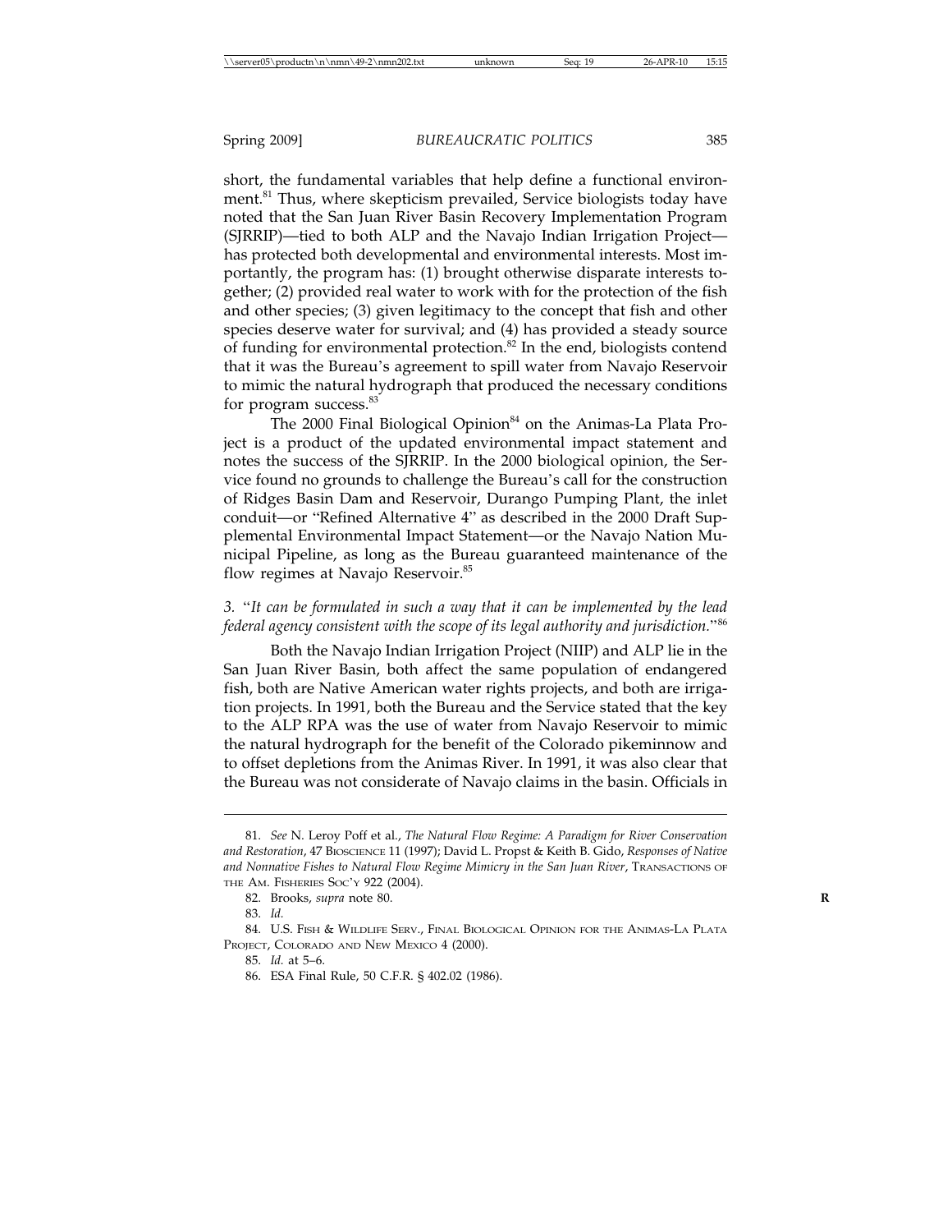short, the fundamental variables that help define a functional environment.[81] Thus, where skepticism prevailed, Service biologists today have noted that the San Juan River Basin Recovery Implementation Program (SJRRIP)—tied to both ALP and the Navajo Indian Irrigation Project—has protected both developmental and environmental interests. Most importantly, the program has: (1) brought otherwise disparate interests together; (2) provided real water to work with for the protection of the fish and other species; (3) given legitimacy to the concept that fish and other species deserve water for survival; and (4) has provided a steady source of funding for environmental protection.[82] In the end, biologists contend that it was the Bureau's agreement to spill water from Navajo Reservoir to mimic the natural hydrograph that produced the necessary conditions for program success.[83]

The 2000 Final Biological Opinion[84] on the Animas-La Plata Project is a product of the updated environmental impact statement and notes the success of the SJRRIP. In the 2000 biological opinion, the Service found no grounds to challenge the Bureau's call for the construction of Ridges Basin Dam and Reservoir, Durango Pumping Plant, the inlet conduit—or "Refined Alternative 4" as described in the 2000 Draft Supplemental Environmental Impact Statement—or the Navajo Nation Municipal Pipeline, as long as the Bureau guaranteed maintenance of the flow regimes at Navajo Reservoir.[85]

*3. "It can be formulated in such a way that it can be implemented by the lead federal agency consistent with the scope of its legal authority and jurisdiction."*[86]

Both the Navajo Indian Irrigation Project (NIIP) and ALP lie in the San Juan River Basin, both affect the same population of endangered fish, both are Native American water rights projects, and both are irrigation projects. In 1991, both the Bureau and the Service stated that the key to the ALP RPA was the use of water from Navajo Reservoir to mimic the natural hydrograph for the benefit of the Colorado pikeminnow and to offset depletions from the Animas River. In 1991, it was also clear that the Bureau was not considerate of Navajo claims in the basin. Officials in

---

81. *See* N. Leroy Poff et al., *The Natural Flow Regime: A Paradigm for River Conservation and Restoration*, 47 BIOSCIENCE 11 (1997); David L. Propst & Keith B. Gido, *Responses of Native and Nonnative Fishes to Natural Flow Regime Mimicry in the San Juan River*, TRANSACTIONS OF THE AM. FISHERIES SOC'Y 922 (2004).

82. Brooks, *supra* note 80.

83. *Id.*

84. U.S. FISH & WILDLIFE SERV., FINAL BIOLOGICAL OPINION FOR THE ANIMAS-LA PLATA PROJECT, COLORADO AND NEW MEXICO 4 (2000).

85. *Id.* at 5–6.

86. ESA Final Rule, 50 C.F.R. § 402.02 (1986).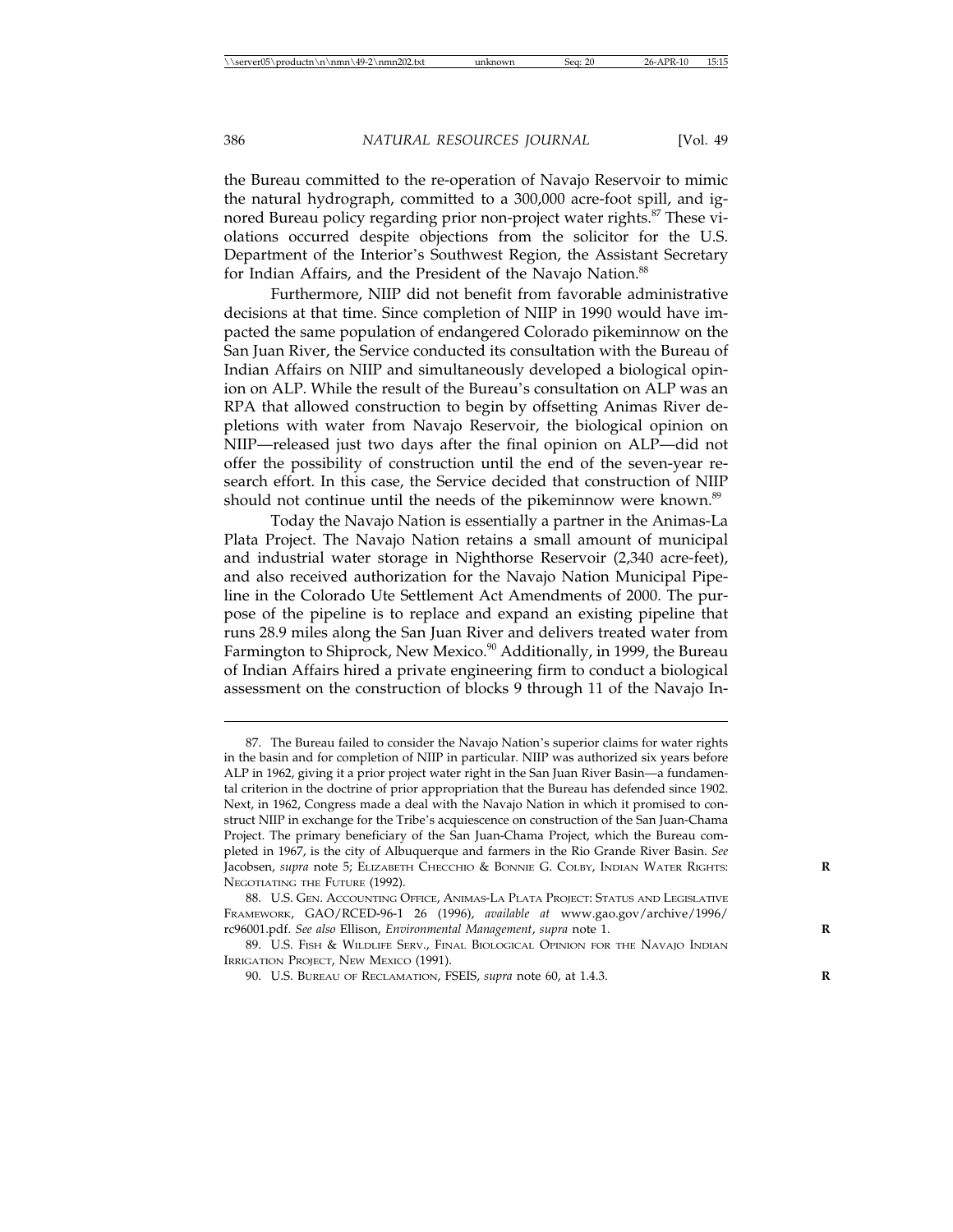the Bureau committed to the re-operation of Navajo Reservoir to mimic the natural hydrograph, committed to a 300,000 acre-foot spill, and ignored Bureau policy regarding prior non-project water rights.[87] These violations occurred despite objections from the solicitor for the U.S. Department of the Interior's Southwest Region, the Assistant Secretary for Indian Affairs, and the President of the Navajo Nation.[88]

Furthermore, NIIP did not benefit from favorable administrative decisions at that time. Since completion of NIIP in 1990 would have impacted the same population of endangered Colorado pikeminnow on the San Juan River, the Service conducted its consultation with the Bureau of Indian Affairs on NIIP and simultaneously developed a biological opinion on ALP. While the result of the Bureau's consultation on ALP was an RPA that allowed construction to begin by offsetting Animas River depletions with water from Navajo Reservoir, the biological opinion on NIIP—released just two days after the final opinion on ALP—did not offer the possibility of construction until the end of the seven-year research effort. In this case, the Service decided that construction of NIIP should not continue until the needs of the pikeminnow were known.[89]

Today the Navajo Nation is essentially a partner in the Animas-La Plata Project. The Navajo Nation retains a small amount of municipal and industrial water storage in Nighthorse Reservoir (2,340 acre-feet), and also received authorization for the Navajo Nation Municipal Pipeline in the Colorado Ute Settlement Act Amendments of 2000. The purpose of the pipeline is to replace and expand an existing pipeline that runs 28.9 miles along the San Juan River and delivers treated water from Farmington to Shiprock, New Mexico.[90] Additionally, in 1999, the Bureau of Indian Affairs hired a private engineering firm to conduct a biological assessment on the construction of blocks 9 through 11 of the Navajo In-

---

87. The Bureau failed to consider the Navajo Nation's superior claims for water rights in the basin and for completion of NIIP in particular. NIIP was authorized six years before ALP in 1962, giving it a prior project water right in the San Juan River Basin—a fundamental criterion in the doctrine of prior appropriation that the Bureau has defended since 1902. Next, in 1962, Congress made a deal with the Navajo Nation in which it promised to construct NIIP in exchange for the Tribe's acquiescence on construction of the San Juan-Chama Project. The primary beneficiary of the San Juan-Chama Project, which the Bureau completed in 1967, is the city of Albuquerque and farmers in the Rio Grande River Basin. *See* Jacobsen, *supra* note 5; ELIZABETH CHECCHIO & BONNIE G. COLBY, INDIAN WATER RIGHTS: NEGOTIATING THE FUTURE (1992).

88. U.S. GEN. ACCOUNTING OFFICE, ANIMAS-LA PLATA PROJECT: STATUS AND LEGISLATIVE FRAMEWORK, GAO/RCED-96-1 26 (1996), *available at* www.gao.gov/archive/1996/rc96001.pdf. *See also* Ellison, *Environmental Management*, *supra* note 1.

89. U.S. FISH & WILDLIFE SERV., FINAL BIOLOGICAL OPINION FOR THE NAVAJO INDIAN IRRIGATION PROJECT, NEW MEXICO (1991).

90. U.S. BUREAU OF RECLAMATION, FSEIS, *supra* note 60, at 1.4.3.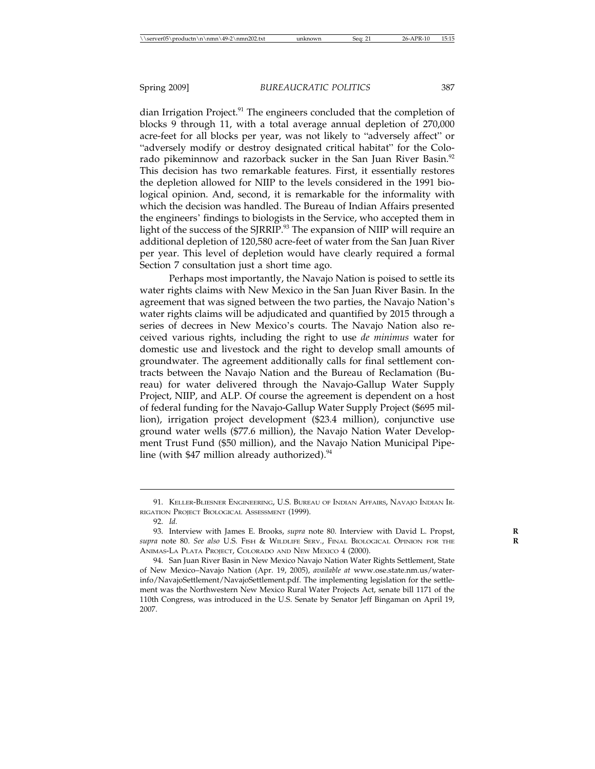dian Irrigation Project.[91] The engineers concluded that the completion of blocks 9 through 11, with a total average annual depletion of 270,000 acre-feet for all blocks per year, was not likely to "adversely affect" or "adversely modify or destroy designated critical habitat" for the Colorado pikeminnow and razorback sucker in the San Juan River Basin.[92] This decision has two remarkable features. First, it essentially restores the depletion allowed for NIIP to the levels considered in the 1991 biological opinion. And, second, it is remarkable for the informality with which the decision was handled. The Bureau of Indian Affairs presented the engineers' findings to biologists in the Service, who accepted them in light of the success of the SJRRIP.[93] The expansion of NIIP will require an additional depletion of 120,580 acre-feet of water from the San Juan River per year. This level of depletion would have clearly required a formal Section 7 consultation just a short time ago.

Perhaps most importantly, the Navajo Nation is poised to settle its water rights claims with New Mexico in the San Juan River Basin. In the agreement that was signed between the two parties, the Navajo Nation's water rights claims will be adjudicated and quantified by 2015 through a series of decrees in New Mexico's courts. The Navajo Nation also received various rights, including the right to use *de minimus* water for domestic use and livestock and the right to develop small amounts of groundwater. The agreement additionally calls for final settlement contracts between the Navajo Nation and the Bureau of Reclamation (Bureau) for water delivered through the Navajo-Gallup Water Supply Project, NIIP, and ALP. Of course the agreement is dependent on a host of federal funding for the Navajo-Gallup Water Supply Project ($695 million), irrigation project development ($23.4 million), conjunctive use ground water wells ($77.6 million), the Navajo Nation Water Development Trust Fund ($50 million), and the Navajo Nation Municipal Pipeline (with $47 million already authorized).[94]

---

91. Keller-Bliesner Engineering, U.S. Bureau of Indian Affairs, Navajo Indian Irrigation Project Biological Assessment (1999).

92. *Id.*

93. Interview with James E. Brooks, *supra* note 80. Interview with David L. Propst, *supra* note 80. *See also* U.S. Fish & Wildlife Serv., Final Biological Opinion for the Animas-La Plata Project, Colorado and New Mexico 4 (2000).

94. San Juan River Basin in New Mexico Navajo Nation Water Rights Settlement, State of New Mexico–Navajo Nation (Apr. 19, 2005), *available at* www.ose.state.nm.us/waterinfo/NavajoSettlement/NavajoSettlement.pdf. The implementing legislation for the settlement was the Northwestern New Mexico Rural Water Projects Act, senate bill 1171 of the 110th Congress, was introduced in the U.S. Senate by Senator Jeff Bingaman on April 19, 2007.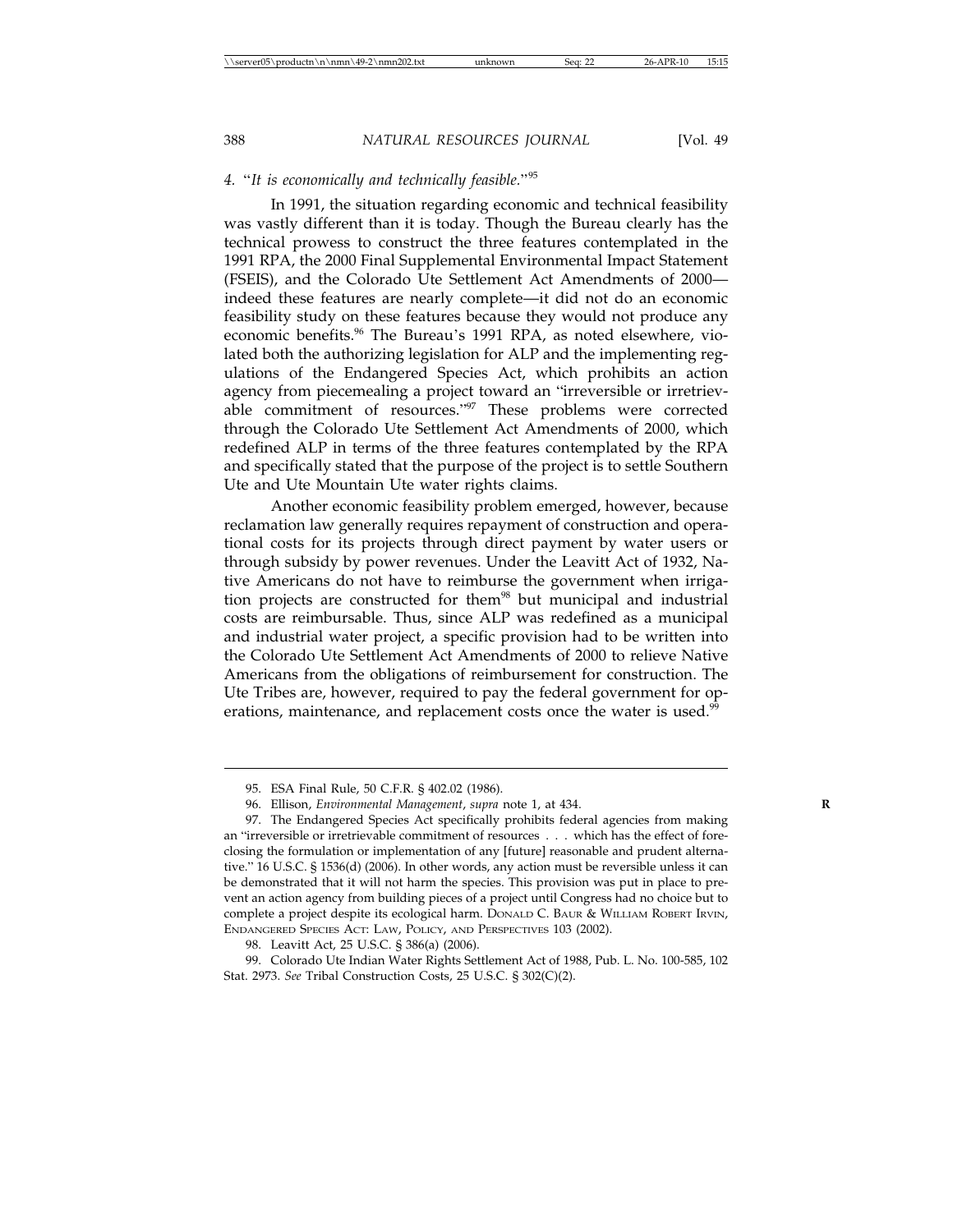#### 4. "*It is economically and technically feasible.*"[95]

In 1991, the situation regarding economic and technical feasibility was vastly different than it is today. Though the Bureau clearly has the technical prowess to construct the three features contemplated in the 1991 RPA, the 2000 Final Supplemental Environmental Impact Statement (FSEIS), and the Colorado Ute Settlement Act Amendments of 2000—indeed these features are nearly complete—it did not do an economic feasibility study on these features because they would not produce any economic benefits.[96] The Bureau's 1991 RPA, as noted elsewhere, violated both the authorizing legislation for ALP and the implementing regulations of the Endangered Species Act, which prohibits an action agency from piecemealing a project toward an "irreversible or irretrievable commitment of resources."[97] These problems were corrected through the Colorado Ute Settlement Act Amendments of 2000, which redefined ALP in terms of the three features contemplated by the RPA and specifically stated that the purpose of the project is to settle Southern Ute and Ute Mountain Ute water rights claims.

Another economic feasibility problem emerged, however, because reclamation law generally requires repayment of construction and operational costs for its projects through direct payment by water users or through subsidy by power revenues. Under the Leavitt Act of 1932, Native Americans do not have to reimburse the government when irrigation projects are constructed for them[98] but municipal and industrial costs are reimbursable. Thus, since ALP was redefined as a municipal and industrial water project, a specific provision had to be written into the Colorado Ute Settlement Act Amendments of 2000 to relieve Native Americans from the obligations of reimbursement for construction. The Ute Tribes are, however, required to pay the federal government for operations, maintenance, and replacement costs once the water is used.[99]

---

95. ESA Final Rule, 50 C.F.R. § 402.02 (1986).

96. Ellison, *Environmental Management*, *supra* note 1, at 434.

97. The Endangered Species Act specifically prohibits federal agencies from making an "irreversible or irretrievable commitment of resources . . . which has the effect of foreclosing the formulation or implementation of any [future] reasonable and prudent alternative." 16 U.S.C. § 1536(d) (2006). In other words, any action must be reversible unless it can be demonstrated that it will not harm the species. This provision was put in place to prevent an action agency from building pieces of a project until Congress had no choice but to complete a project despite its ecological harm. DONALD C. BAUR & WILLIAM ROBERT IRVIN, ENDANGERED SPECIES ACT: LAW, POLICY, AND PERSPECTIVES 103 (2002).

98. Leavitt Act, 25 U.S.C. § 386(a) (2006).

99. Colorado Ute Indian Water Rights Settlement Act of 1988, Pub. L. No. 100-585, 102 Stat. 2973. *See* Tribal Construction Costs, 25 U.S.C. § 302(C)(2).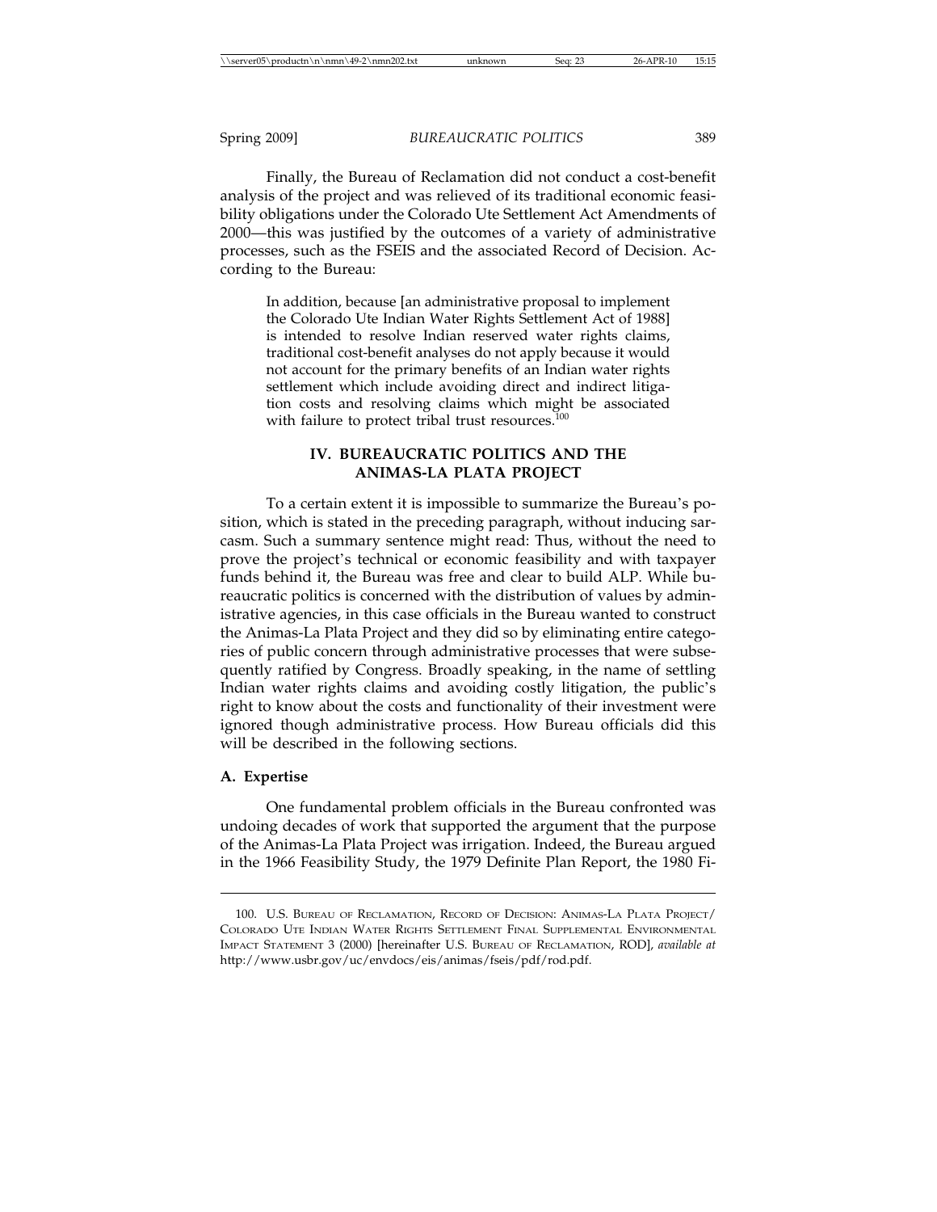Finally, the Bureau of Reclamation did not conduct a cost-benefit analysis of the project and was relieved of its traditional economic feasibility obligations under the Colorado Ute Settlement Act Amendments of 2000—this was justified by the outcomes of a variety of administrative processes, such as the FSEIS and the associated Record of Decision. According to the Bureau:

> In addition, because [an administrative proposal to implement the Colorado Ute Indian Water Rights Settlement Act of 1988] is intended to resolve Indian reserved water rights claims, traditional cost-benefit analyses do not apply because it would not account for the primary benefits of an Indian water rights settlement which include avoiding direct and indirect litigation costs and resolving claims which might be associated with failure to protect tribal trust resources.[100]

## IV. BUREAUCRATIC POLITICS AND THE ANIMAS-LA PLATA PROJECT

To a certain extent it is impossible to summarize the Bureau's position, which is stated in the preceding paragraph, without inducing sarcasm. Such a summary sentence might read: Thus, without the need to prove the project's technical or economic feasibility and with taxpayer funds behind it, the Bureau was free and clear to build ALP. While bureaucratic politics is concerned with the distribution of values by administrative agencies, in this case officials in the Bureau wanted to construct the Animas-La Plata Project and they did so by eliminating entire categories of public concern through administrative processes that were subsequently ratified by Congress. Broadly speaking, in the name of settling Indian water rights claims and avoiding costly litigation, the public's right to know about the costs and functionality of their investment were ignored though administrative process. How Bureau officials did this will be described in the following sections.

### A. Expertise

One fundamental problem officials in the Bureau confronted was undoing decades of work that supported the argument that the purpose of the Animas-La Plata Project was irrigation. Indeed, the Bureau argued in the 1966 Feasibility Study, the 1979 Definite Plan Report, the 1980 Fi-

---

100. U.S. BUREAU OF RECLAMATION, RECORD OF DECISION: ANIMAS-LA PLATA PROJECT/ COLORADO UTE INDIAN WATER RIGHTS SETTLEMENT FINAL SUPPLEMENTAL ENVIRONMENTAL IMPACT STATEMENT 3 (2000) [hereinafter U.S. BUREAU OF RECLAMATION, ROD], *available at* http://www.usbr.gov/uc/envdocs/eis/animas/fseis/pdf/rod.pdf.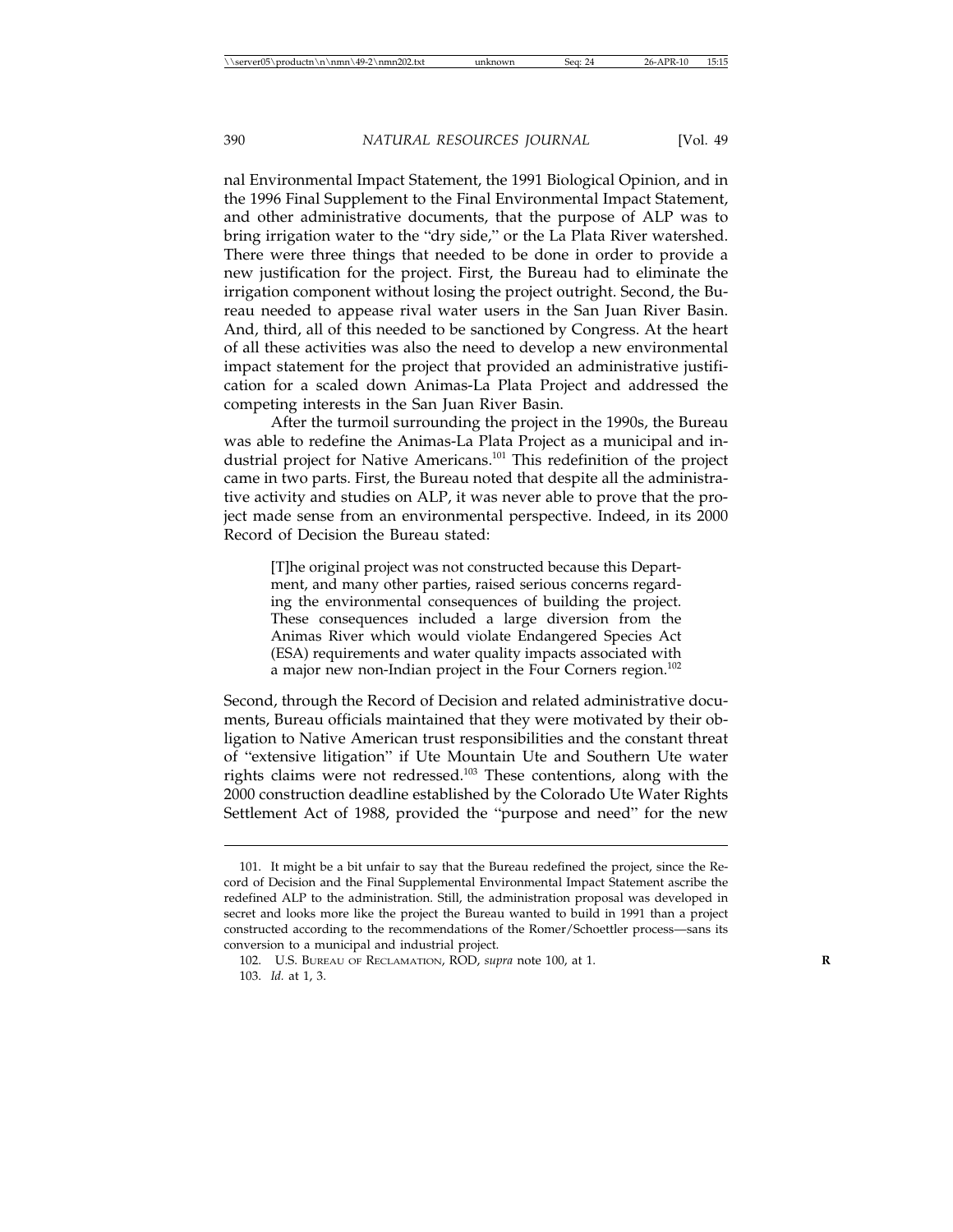nal Environmental Impact Statement, the 1991 Biological Opinion, and in the 1996 Final Supplement to the Final Environmental Impact Statement, and other administrative documents, that the purpose of ALP was to bring irrigation water to the "dry side," or the La Plata River watershed. There were three things that needed to be done in order to provide a new justification for the project. First, the Bureau had to eliminate the irrigation component without losing the project outright. Second, the Bureau needed to appease rival water users in the San Juan River Basin. And, third, all of this needed to be sanctioned by Congress. At the heart of all these activities was also the need to develop a new environmental impact statement for the project that provided an administrative justification for a scaled down Animas-La Plata Project and addressed the competing interests in the San Juan River Basin.

After the turmoil surrounding the project in the 1990s, the Bureau was able to redefine the Animas-La Plata Project as a municipal and industrial project for Native Americans.[101] This redefinition of the project came in two parts. First, the Bureau noted that despite all the administrative activity and studies on ALP, it was never able to prove that the project made sense from an environmental perspective. Indeed, in its 2000 Record of Decision the Bureau stated:

> [T]he original project was not constructed because this Department, and many other parties, raised serious concerns regarding the environmental consequences of building the project. These consequences included a large diversion from the Animas River which would violate Endangered Species Act (ESA) requirements and water quality impacts associated with a major new non-Indian project in the Four Corners region.[102]

Second, through the Record of Decision and related administrative documents, Bureau officials maintained that they were motivated by their obligation to Native American trust responsibilities and the constant threat of "extensive litigation" if Ute Mountain Ute and Southern Ute water rights claims were not redressed.[103] These contentions, along with the 2000 construction deadline established by the Colorado Ute Water Rights Settlement Act of 1988, provided the "purpose and need" for the new

---

101. It might be a bit unfair to say that the Bureau redefined the project, since the Record of Decision and the Final Supplemental Environmental Impact Statement ascribe the redefined ALP to the administration. Still, the administration proposal was developed in secret and looks more like the project the Bureau wanted to build in 1991 than a project constructed according to the recommendations of the Romer/Schoettler process—sans its conversion to a municipal and industrial project.

102. U.S. BUREAU OF RECLAMATION, ROD, *supra* note 100, at 1.

103. *Id.* at 1, 3.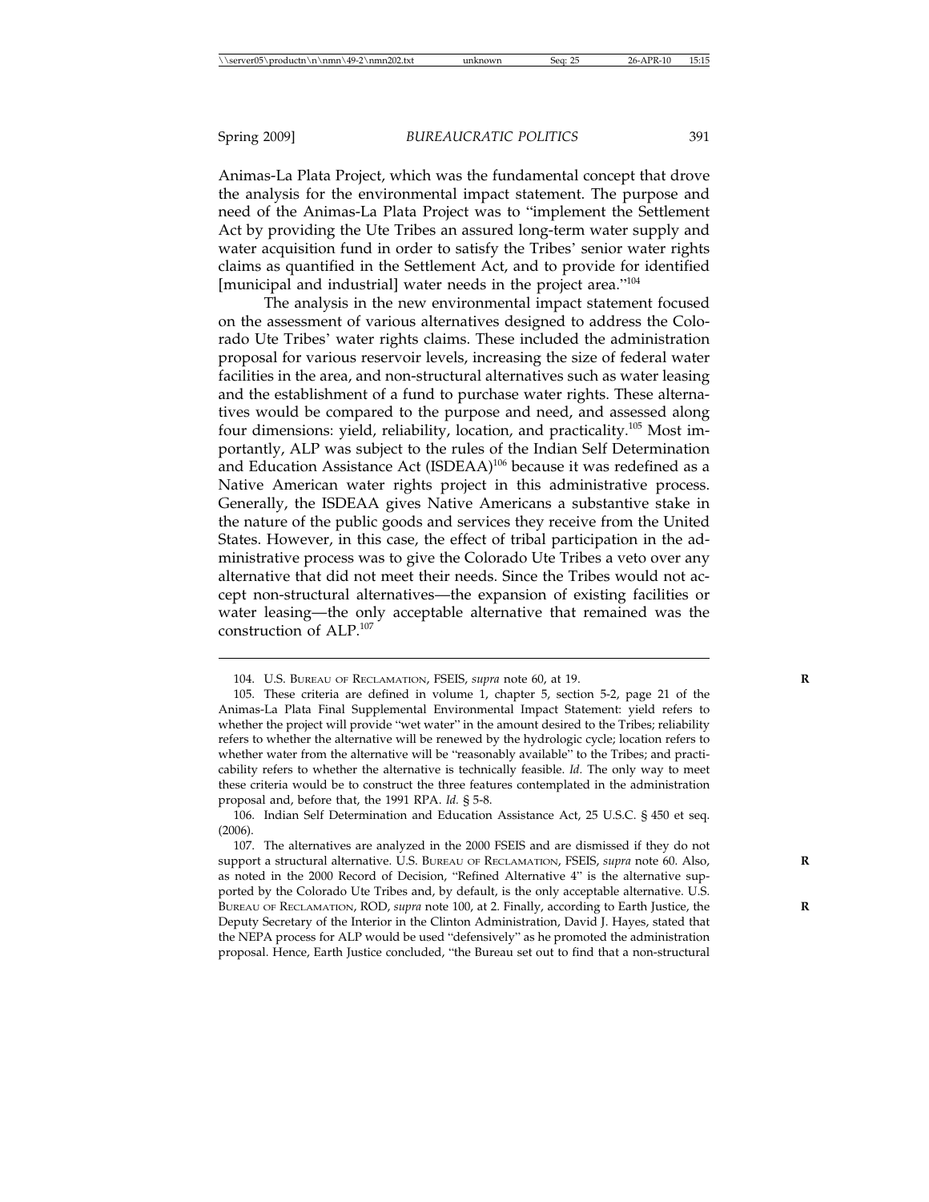Animas-La Plata Project, which was the fundamental concept that drove the analysis for the environmental impact statement. The purpose and need of the Animas-La Plata Project was to "implement the Settlement Act by providing the Ute Tribes an assured long-term water supply and water acquisition fund in order to satisfy the Tribes' senior water rights claims as quantified in the Settlement Act, and to provide for identified [municipal and industrial] water needs in the project area."[104]

The analysis in the new environmental impact statement focused on the assessment of various alternatives designed to address the Colorado Ute Tribes' water rights claims. These included the administration proposal for various reservoir levels, increasing the size of federal water facilities in the area, and non-structural alternatives such as water leasing and the establishment of a fund to purchase water rights. These alternatives would be compared to the purpose and need, and assessed along four dimensions: yield, reliability, location, and practicality.[105] Most importantly, ALP was subject to the rules of the Indian Self Determination and Education Assistance Act (ISDEAA)[106] because it was redefined as a Native American water rights project in this administrative process. Generally, the ISDEAA gives Native Americans a substantive stake in the nature of the public goods and services they receive from the United States. However, in this case, the effect of tribal participation in the administrative process was to give the Colorado Ute Tribes a veto over any alternative that did not meet their needs. Since the Tribes would not accept non-structural alternatives—the expansion of existing facilities or water leasing—the only acceptable alternative that remained was the construction of ALP.[107]

---

104. U.S. BUREAU OF RECLAMATION, FSEIS, *supra* note 60, at 19.

105. These criteria are defined in volume 1, chapter 5, section 5-2, page 21 of the Animas-La Plata Final Supplemental Environmental Impact Statement: yield refers to whether the project will provide "wet water" in the amount desired to the Tribes; reliability refers to whether the alternative will be renewed by the hydrologic cycle; location refers to whether water from the alternative will be "reasonably available" to the Tribes; and practicability refers to whether the alternative is technically feasible. *Id.* The only way to meet these criteria would be to construct the three features contemplated in the administration proposal and, before that, the 1991 RPA. *Id.* § 5-8.

106. Indian Self Determination and Education Assistance Act, 25 U.S.C. § 450 et seq. (2006).

107. The alternatives are analyzed in the 2000 FSEIS and are dismissed if they do not support a structural alternative. U.S. BUREAU OF RECLAMATION, FSEIS, *supra* note 60. Also, as noted in the 2000 Record of Decision, "Refined Alternative 4" is the alternative supported by the Colorado Ute Tribes and, by default, is the only acceptable alternative. U.S. BUREAU OF RECLAMATION, ROD, *supra* note 100, at 2. Finally, according to Earth Justice, the Deputy Secretary of the Interior in the Clinton Administration, David J. Hayes, stated that the NEPA process for ALP would be used "defensively" as he promoted the administration proposal. Hence, Earth Justice concluded, "the Bureau set out to find that a non-structural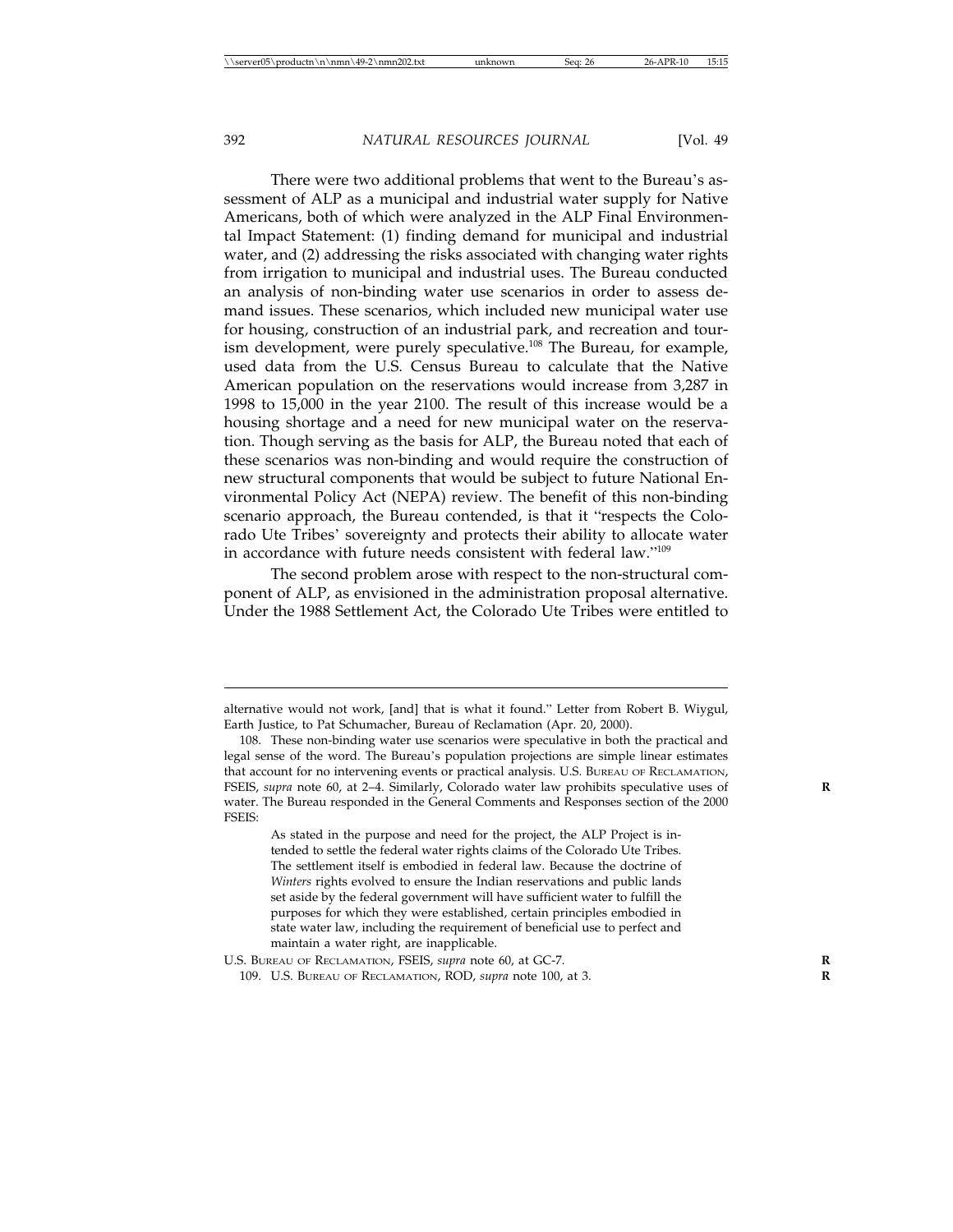There were two additional problems that went to the Bureau's assessment of ALP as a municipal and industrial water supply for Native Americans, both of which were analyzed in the ALP Final Environmental Impact Statement: (1) finding demand for municipal and industrial water, and (2) addressing the risks associated with changing water rights from irrigation to municipal and industrial uses. The Bureau conducted an analysis of non-binding water use scenarios in order to assess demand issues. These scenarios, which included new municipal water use for housing, construction of an industrial park, and recreation and tourism development, were purely speculative.[108] The Bureau, for example, used data from the U.S. Census Bureau to calculate that the Native American population on the reservations would increase from 3,287 in 1998 to 15,000 in the year 2100. The result of this increase would be a housing shortage and a need for new municipal water on the reservation. Though serving as the basis for ALP, the Bureau noted that each of these scenarios was non-binding and would require the construction of new structural components that would be subject to future National Environmental Policy Act (NEPA) review. The benefit of this non-binding scenario approach, the Bureau contended, is that it "respects the Colorado Ute Tribes' sovereignty and protects their ability to allocate water in accordance with future needs consistent with federal law."[109]

The second problem arose with respect to the non-structural component of ALP, as envisioned in the administration proposal alternative. Under the 1988 Settlement Act, the Colorado Ute Tribes were entitled to

---

alternative would not work, [and] that is what it found." Letter from Robert B. Wiygul, Earth Justice, to Pat Schumacher, Bureau of Reclamation (Apr. 20, 2000).

108. These non-binding water use scenarios were speculative in both the practical and legal sense of the word. The Bureau's population projections are simple linear estimates that account for no intervening events or practical analysis. U.S. BUREAU OF RECLAMATION, FSEIS, *supra* note 60, at 2–4. Similarly, Colorado water law prohibits speculative uses of water. The Bureau responded in the General Comments and Responses section of the 2000 FSEIS:

> As stated in the purpose and need for the project, the ALP Project is intended to settle the federal water rights claims of the Colorado Ute Tribes. The settlement itself is embodied in federal law. Because the doctrine of *Winters* rights evolved to ensure the Indian reservations and public lands set aside by the federal government will have sufficient water to fulfill the purposes for which they were established, certain principles embodied in state water law, including the requirement of beneficial use to perfect and maintain a water right, are inapplicable.

U.S. BUREAU OF RECLAMATION, FSEIS, *supra* note 60, at GC-7.

109. U.S. BUREAU OF RECLAMATION, ROD, *supra* note 100, at 3.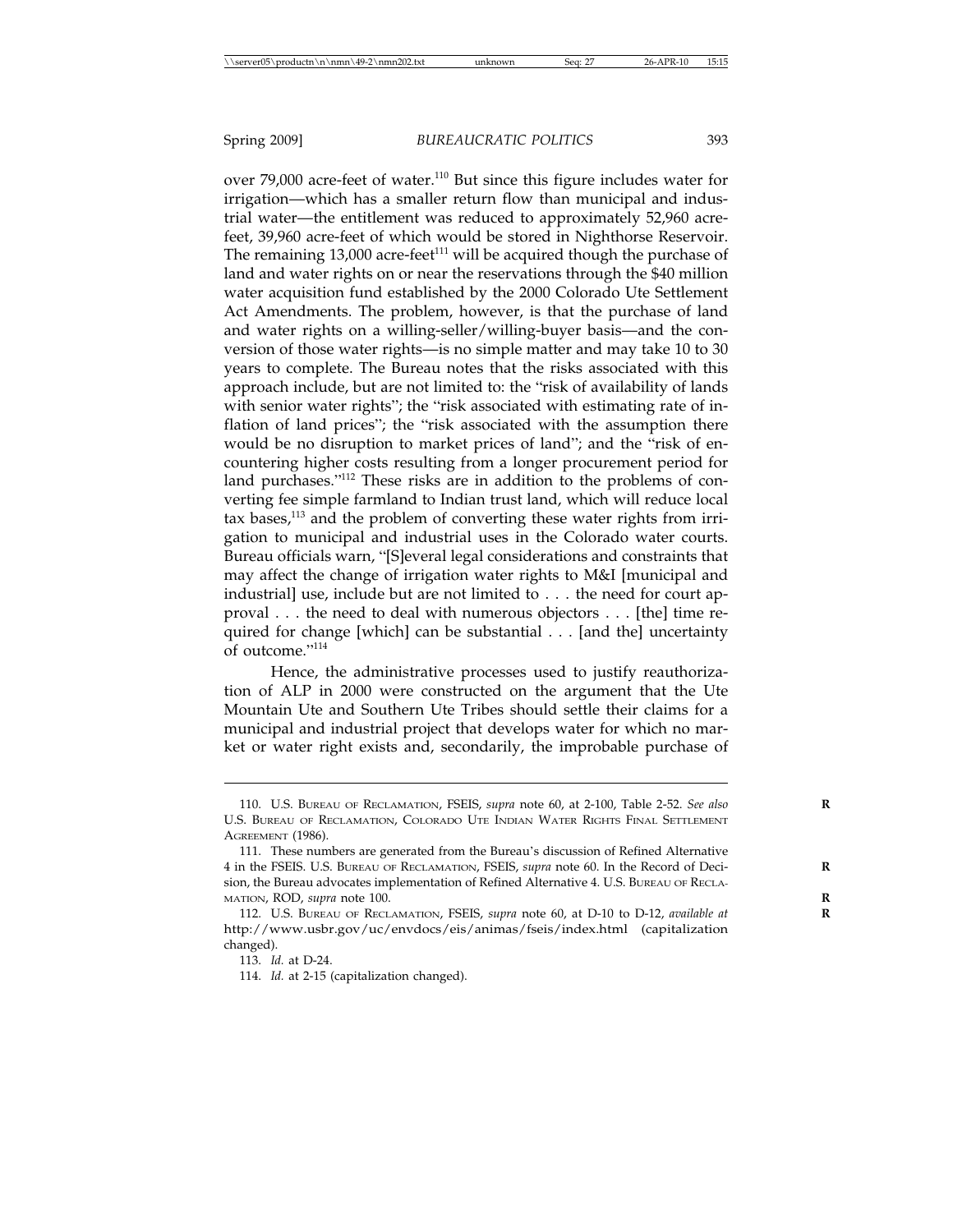over 79,000 acre-feet of water.[110] But since this figure includes water for irrigation—which has a smaller return flow than municipal and industrial water—the entitlement was reduced to approximately 52,960 acre-feet, 39,960 acre-feet of which would be stored in Nighthorse Reservoir. The remaining 13,000 acre-feet[111] will be acquired though the purchase of land and water rights on or near the reservations through the $40 million water acquisition fund established by the 2000 Colorado Ute Settlement Act Amendments. The problem, however, is that the purchase of land and water rights on a willing-seller/willing-buyer basis—and the conversion of those water rights—is no simple matter and may take 10 to 30 years to complete. The Bureau notes that the risks associated with this approach include, but are not limited to: the "risk of availability of lands with senior water rights"; the "risk associated with estimating rate of inflation of land prices"; the "risk associated with the assumption there would be no disruption to market prices of land"; and the "risk of encountering higher costs resulting from a longer procurement period for land purchases."[112] These risks are in addition to the problems of converting fee simple farmland to Indian trust land, which will reduce local tax bases,[113] and the problem of converting these water rights from irrigation to municipal and industrial uses in the Colorado water courts. Bureau officials warn, "[S]everal legal considerations and constraints that may affect the change of irrigation water rights to M&I [municipal and industrial] use, include but are not limited to . . . the need for court approval . . . the need to deal with numerous objectors . . . [the] time required for change [which] can be substantial . . . [and the] uncertainty of outcome."[114]

Hence, the administrative processes used to justify reauthorization of ALP in 2000 were constructed on the argument that the Ute Mountain Ute and Southern Ute Tribes should settle their claims for a municipal and industrial project that develops water for which no market or water right exists and, secondarily, the improbable purchase of

---

110. U.S. Bureau of Reclamation, FSEIS, *supra* note 60, at 2-100, Table 2-52. *See also* U.S. Bureau of Reclamation, Colorado Ute Indian Water Rights Final Settlement Agreement (1986).

111. These numbers are generated from the Bureau's discussion of Refined Alternative 4 in the FSEIS. U.S. Bureau of Reclamation, FSEIS, *supra* note 60. In the Record of Decision, the Bureau advocates implementation of Refined Alternative 4. U.S. Bureau of Reclamation, ROD, *supra* note 100.

112. U.S. Bureau of Reclamation, FSEIS, *supra* note 60, at D-10 to D-12, *available at* http://www.usbr.gov/uc/envdocs/eis/animas/fseis/index.html (capitalization changed).

113. *Id.* at D-24.

114. *Id.* at 2-15 (capitalization changed).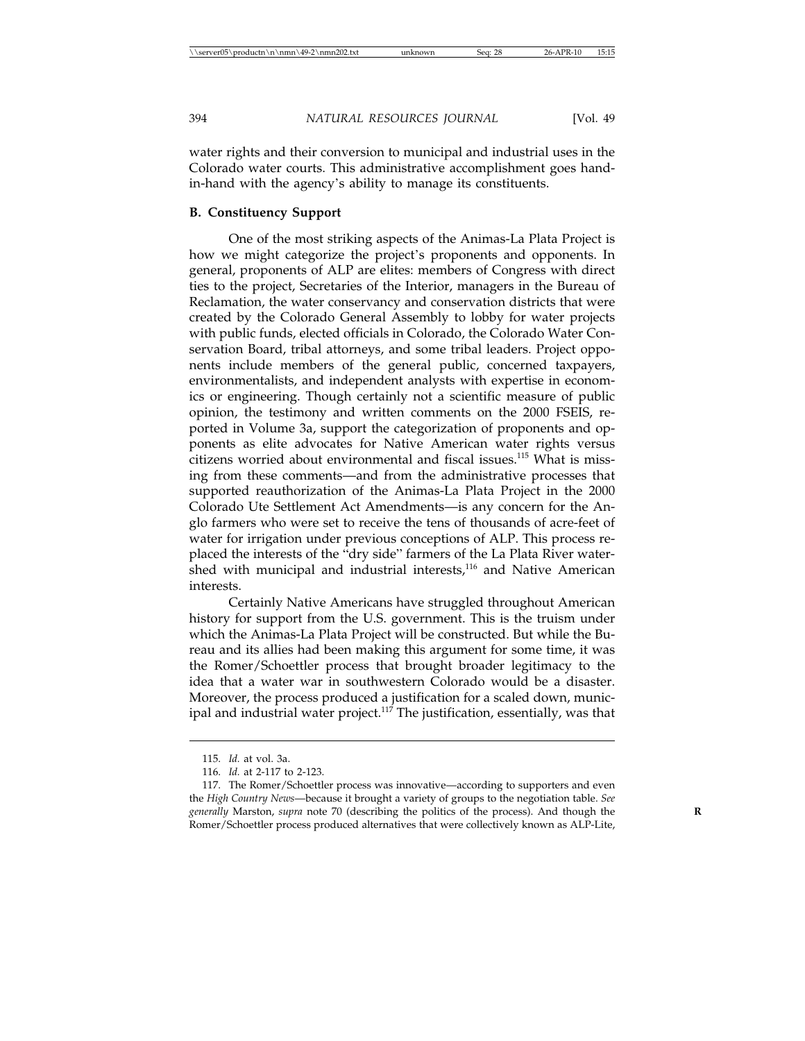water rights and their conversion to municipal and industrial uses in the Colorado water courts. This administrative accomplishment goes hand-in-hand with the agency's ability to manage its constituents.

**B. Constituency Support**

One of the most striking aspects of the Animas-La Plata Project is how we might categorize the project's proponents and opponents. In general, proponents of ALP are elites: members of Congress with direct ties to the project, Secretaries of the Interior, managers in the Bureau of Reclamation, the water conservancy and conservation districts that were created by the Colorado General Assembly to lobby for water projects with public funds, elected officials in Colorado, the Colorado Water Conservation Board, tribal attorneys, and some tribal leaders. Project opponents include members of the general public, concerned taxpayers, environmentalists, and independent analysts with expertise in economics or engineering. Though certainly not a scientific measure of public opinion, the testimony and written comments on the 2000 FSEIS, reported in Volume 3a, support the categorization of proponents and opponents as elite advocates for Native American water rights versus citizens worried about environmental and fiscal issues.[115] What is missing from these comments—and from the administrative processes that supported reauthorization of the Animas-La Plata Project in the 2000 Colorado Ute Settlement Act Amendments—is any concern for the Anglo farmers who were set to receive the tens of thousands of acre-feet of water for irrigation under previous conceptions of ALP. This process replaced the interests of the "dry side" farmers of the La Plata River watershed with municipal and industrial interests,[116] and Native American interests.

Certainly Native Americans have struggled throughout American history for support from the U.S. government. This is the truism under which the Animas-La Plata Project will be constructed. But while the Bureau and its allies had been making this argument for some time, it was the Romer/Schoettler process that brought broader legitimacy to the idea that a water war in southwestern Colorado would be a disaster. Moreover, the process produced a justification for a scaled down, municipal and industrial water project.[117] The justification, essentially, was that

---

115. *Id.* at vol. 3a.

116. *Id.* at 2-117 to 2-123.

117. The Romer/Schoettler process was innovative—according to supporters and even the *High Country News*—because it brought a variety of groups to the negotiation table. *See generally* Marston, *supra* note 70 (describing the politics of the process). And though the Romer/Schoettler process produced alternatives that were collectively known as ALP-Lite,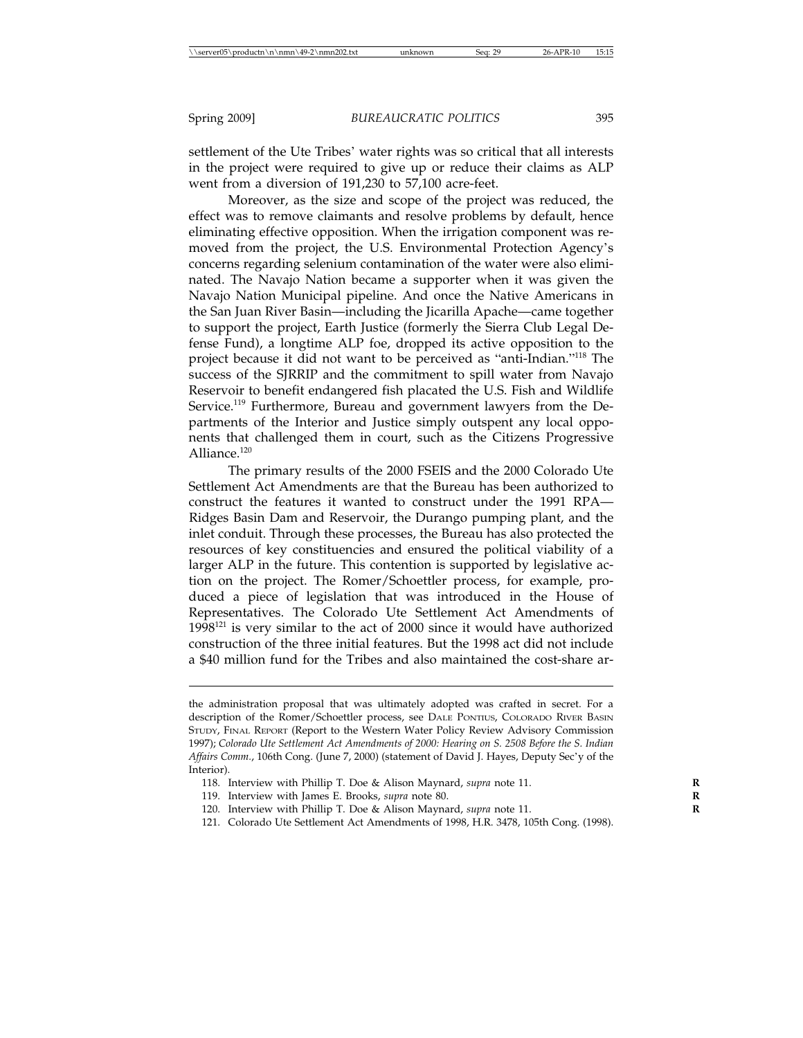settlement of the Ute Tribes' water rights was so critical that all interests in the project were required to give up or reduce their claims as ALP went from a diversion of 191,230 to 57,100 acre-feet.

Moreover, as the size and scope of the project was reduced, the effect was to remove claimants and resolve problems by default, hence eliminating effective opposition. When the irrigation component was removed from the project, the U.S. Environmental Protection Agency's concerns regarding selenium contamination of the water were also eliminated. The Navajo Nation became a supporter when it was given the Navajo Nation Municipal pipeline. And once the Native Americans in the San Juan River Basin—including the Jicarilla Apache—came together to support the project, Earth Justice (formerly the Sierra Club Legal Defense Fund), a longtime ALP foe, dropped its active opposition to the project because it did not want to be perceived as "anti-Indian."[118] The success of the SJRRIP and the commitment to spill water from Navajo Reservoir to benefit endangered fish placated the U.S. Fish and Wildlife Service.[119] Furthermore, Bureau and government lawyers from the Departments of the Interior and Justice simply outspent any local opponents that challenged them in court, such as the Citizens Progressive Alliance.[120]

The primary results of the 2000 FSEIS and the 2000 Colorado Ute Settlement Act Amendments are that the Bureau has been authorized to construct the features it wanted to construct under the 1991 RPA—Ridges Basin Dam and Reservoir, the Durango pumping plant, and the inlet conduit. Through these processes, the Bureau has also protected the resources of key constituencies and ensured the political viability of a larger ALP in the future. This contention is supported by legislative action on the project. The Romer/Schoettler process, for example, produced a piece of legislation that was introduced in the House of Representatives. The Colorado Ute Settlement Act Amendments of 1998[121] is very similar to the act of 2000 since it would have authorized construction of the three initial features. But the 1998 act did not include a $40 million fund for the Tribes and also maintained the cost-share ar-

---

the administration proposal that was ultimately adopted was crafted in secret. For a description of the Romer/Schoettler process, see DALE PONTIUS, COLORADO RIVER BASIN STUDY, FINAL REPORT (Report to the Western Water Policy Review Advisory Commission 1997); *Colorado Ute Settlement Act Amendments of 2000: Hearing on S. 2508 Before the S. Indian Affairs Comm.*, 106th Cong. (June 7, 2000) (statement of David J. Hayes, Deputy Sec'y of the Interior).

118. Interview with Phillip T. Doe & Alison Maynard, *supra* note 11.

119. Interview with James E. Brooks, *supra* note 80.

120. Interview with Phillip T. Doe & Alison Maynard, *supra* note 11.

121. Colorado Ute Settlement Act Amendments of 1998, H.R. 3478, 105th Cong. (1998).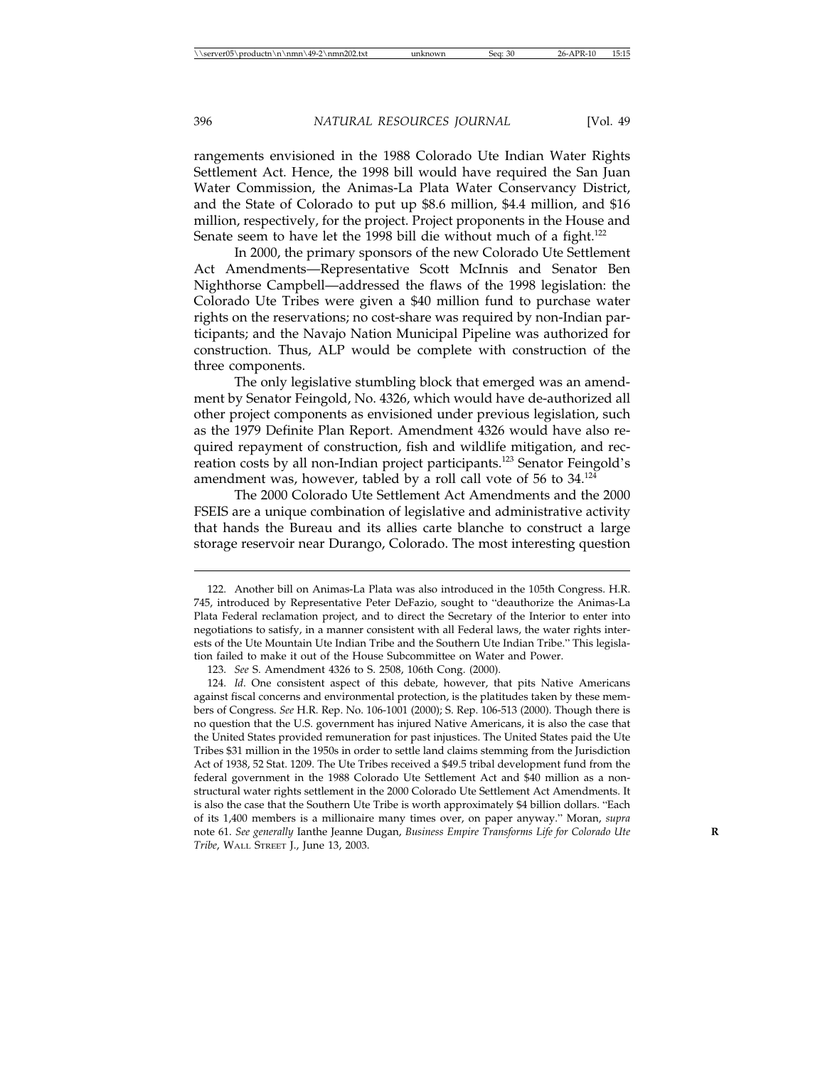rangements envisioned in the 1988 Colorado Ute Indian Water Rights Settlement Act. Hence, the 1998 bill would have required the San Juan Water Commission, the Animas-La Plata Water Conservancy District, and the State of Colorado to put up $8.6 million, $4.4 million, and $16 million, respectively, for the project. Project proponents in the House and Senate seem to have let the 1998 bill die without much of a fight.[122]

In 2000, the primary sponsors of the new Colorado Ute Settlement Act Amendments—Representative Scott McInnis and Senator Ben Nighthorse Campbell—addressed the flaws of the 1998 legislation: the Colorado Ute Tribes were given a $40 million fund to purchase water rights on the reservations; no cost-share was required by non-Indian participants; and the Navajo Nation Municipal Pipeline was authorized for construction. Thus, ALP would be complete with construction of the three components.

The only legislative stumbling block that emerged was an amendment by Senator Feingold, No. 4326, which would have de-authorized all other project components as envisioned under previous legislation, such as the 1979 Definite Plan Report. Amendment 4326 would have also required repayment of construction, fish and wildlife mitigation, and recreation costs by all non-Indian project participants.[123] Senator Feingold's amendment was, however, tabled by a roll call vote of 56 to 34.[124]

The 2000 Colorado Ute Settlement Act Amendments and the 2000 FSEIS are a unique combination of legislative and administrative activity that hands the Bureau and its allies carte blanche to construct a large storage reservoir near Durango, Colorado. The most interesting question

---

122. Another bill on Animas-La Plata was also introduced in the 105th Congress. H.R. 745, introduced by Representative Peter DeFazio, sought to "deauthorize the Animas-La Plata Federal reclamation project, and to direct the Secretary of the Interior to enter into negotiations to satisfy, in a manner consistent with all Federal laws, the water rights interests of the Ute Mountain Ute Indian Tribe and the Southern Ute Indian Tribe." This legislation failed to make it out of the House Subcommittee on Water and Power.

123. *See* S. Amendment 4326 to S. 2508, 106th Cong. (2000).

124. *Id*. One consistent aspect of this debate, however, that pits Native Americans against fiscal concerns and environmental protection, is the platitudes taken by these members of Congress. *See* H.R. Rep. No. 106-1001 (2000); S. Rep. 106-513 (2000). Though there is no question that the U.S. government has injured Native Americans, it is also the case that the United States provided remuneration for past injustices. The United States paid the Ute Tribes $31 million in the 1950s in order to settle land claims stemming from the Jurisdiction Act of 1938, 52 Stat. 1209. The Ute Tribes received a $49.5 tribal development fund from the federal government in the 1988 Colorado Ute Settlement Act and $40 million as a nonstructural water rights settlement in the 2000 Colorado Ute Settlement Act Amendments. It is also the case that the Southern Ute Tribe is worth approximately $4 billion dollars. "Each of its 1,400 members is a millionaire many times over, on paper anyway." Moran, *supra* note 61. *See generally* Ianthe Jeanne Dugan, *Business Empire Transforms Life for Colorado Ute Tribe*, WALL STREET J., June 13, 2003.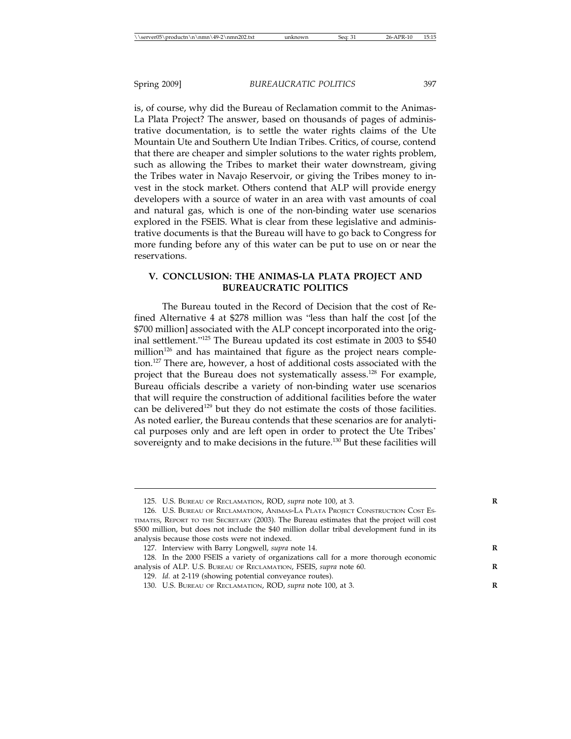is, of course, why did the Bureau of Reclamation commit to the Animas-La Plata Project? The answer, based on thousands of pages of administrative documentation, is to settle the water rights claims of the Ute Mountain Ute and Southern Ute Indian Tribes. Critics, of course, contend that there are cheaper and simpler solutions to the water rights problem, such as allowing the Tribes to market their water downstream, giving the Tribes water in Navajo Reservoir, or giving the Tribes money to invest in the stock market. Others contend that ALP will provide energy developers with a source of water in an area with vast amounts of coal and natural gas, which is one of the non-binding water use scenarios explored in the FSEIS. What is clear from these legislative and administrative documents is that the Bureau will have to go back to Congress for more funding before any of this water can be put to use on or near the reservations.

## V. CONCLUSION: THE ANIMAS-LA PLATA PROJECT AND BUREAUCRATIC POLITICS

The Bureau touted in the Record of Decision that the cost of Refined Alternative 4 at $278 million was "less than half the cost [of the $700 million] associated with the ALP concept incorporated into the original settlement."[125] The Bureau updated its cost estimate in 2003 to $540 million[126] and has maintained that figure as the project nears completion.[127] There are, however, a host of additional costs associated with the project that the Bureau does not systematically assess.[128] For example, Bureau officials describe a variety of non-binding water use scenarios that will require the construction of additional facilities before the water can be delivered[129] but they do not estimate the costs of those facilities. As noted earlier, the Bureau contends that these scenarios are for analytical purposes only and are left open in order to protect the Ute Tribes' sovereignty and to make decisions in the future.[130] But these facilities will

---

125. U.S. BUREAU OF RECLAMATION, ROD, *supra* note 100, at 3.

126. U.S. BUREAU OF RECLAMATION, ANIMAS-LA PLATA PROJECT CONSTRUCTION COST ESTIMATES, REPORT TO THE SECRETARY (2003). The Bureau estimates that the project will cost $500 million, but does not include the $40 million dollar tribal development fund in its analysis because those costs were not indexed.

127. Interview with Barry Longwell, *supra* note 14.

128. In the 2000 FSEIS a variety of organizations call for a more thorough economic analysis of ALP. U.S. BUREAU OF RECLAMATION, FSEIS, *supra* note 60.

129. *Id.* at 2-119 (showing potential conveyance routes).

130. U.S. BUREAU OF RECLAMATION, ROD, *supra* note 100, at 3.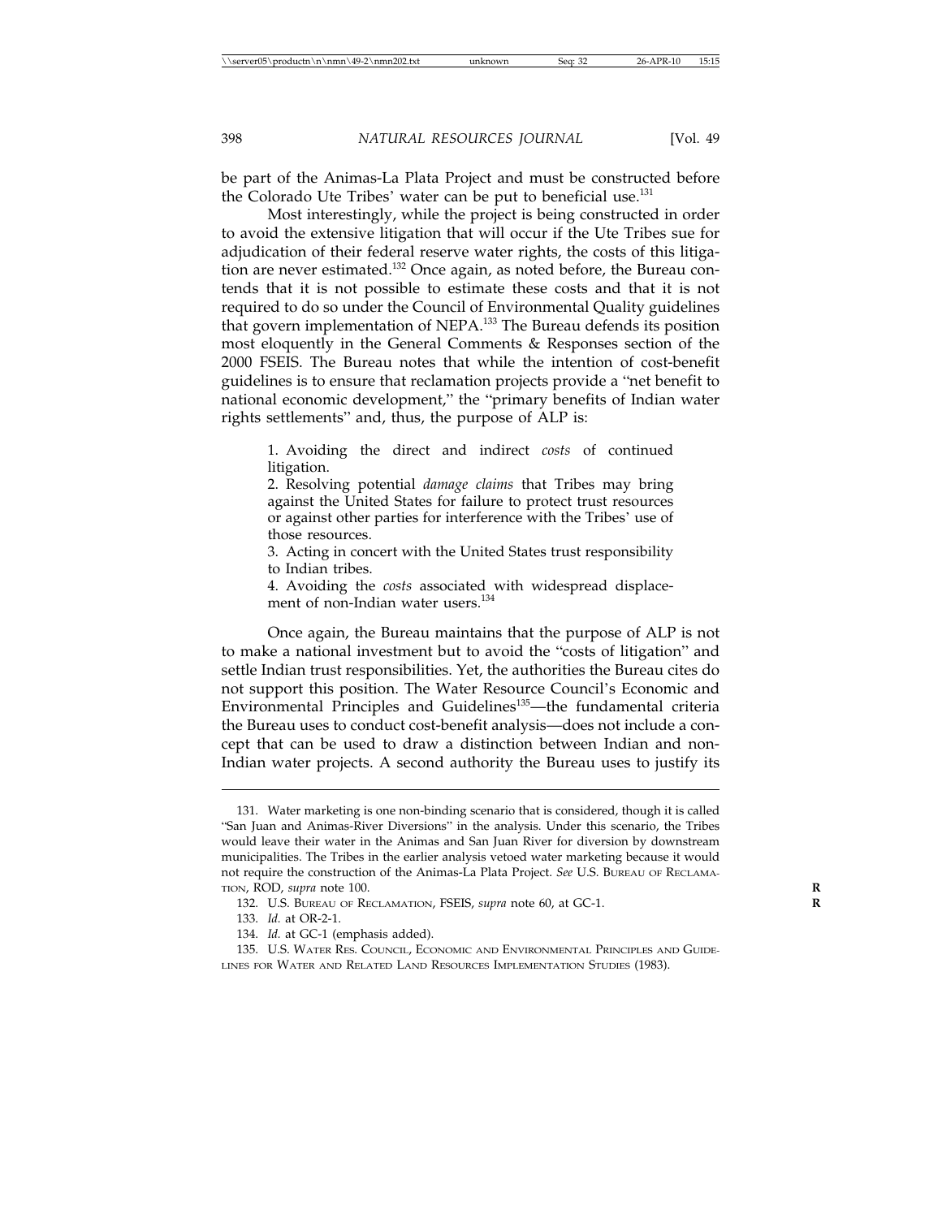be part of the Animas-La Plata Project and must be constructed before the Colorado Ute Tribes' water can be put to beneficial use.[131]

Most interestingly, while the project is being constructed in order to avoid the extensive litigation that will occur if the Ute Tribes sue for adjudication of their federal reserve water rights, the costs of this litigation are never estimated.[132] Once again, as noted before, the Bureau contends that it is not possible to estimate these costs and that it is not required to do so under the Council of Environmental Quality guidelines that govern implementation of NEPA.[133] The Bureau defends its position most eloquently in the General Comments & Responses section of the 2000 FSEIS. The Bureau notes that while the intention of cost-benefit guidelines is to ensure that reclamation projects provide a "net benefit to national economic development," the "primary benefits of Indian water rights settlements" and, thus, the purpose of ALP is:

> 1. Avoiding the direct and indirect *costs* of continued litigation.
> 2. Resolving potential *damage claims* that Tribes may bring against the United States for failure to protect trust resources or against other parties for interference with the Tribes' use of those resources.
> 3. Acting in concert with the United States trust responsibility to Indian tribes.
> 4. Avoiding the *costs* associated with widespread displacement of non-Indian water users.[134]

Once again, the Bureau maintains that the purpose of ALP is not to make a national investment but to avoid the "costs of litigation" and settle Indian trust responsibilities. Yet, the authorities the Bureau cites do not support this position. The Water Resource Council's Economic and Environmental Principles and Guidelines[135]—the fundamental criteria the Bureau uses to conduct cost-benefit analysis—does not include a concept that can be used to draw a distinction between Indian and non-Indian water projects. A second authority the Bureau uses to justify its

---

131. Water marketing is one non-binding scenario that is considered, though it is called "San Juan and Animas-River Diversions" in the analysis. Under this scenario, the Tribes would leave their water in the Animas and San Juan River for diversion by downstream municipalities. The Tribes in the earlier analysis vetoed water marketing because it would not require the construction of the Animas-La Plata Project. *See* U.S. BUREAU OF RECLAMATION, ROD, *supra* note 100.

132. U.S. BUREAU OF RECLAMATION, FSEIS, *supra* note 60, at GC-1.

133. *Id.* at OR-2-1.

134. *Id.* at GC-1 (emphasis added).

135. U.S. WATER RES. COUNCIL, ECONOMIC AND ENVIRONMENTAL PRINCIPLES AND GUIDELINES FOR WATER AND RELATED LAND RESOURCES IMPLEMENTATION STUDIES (1983).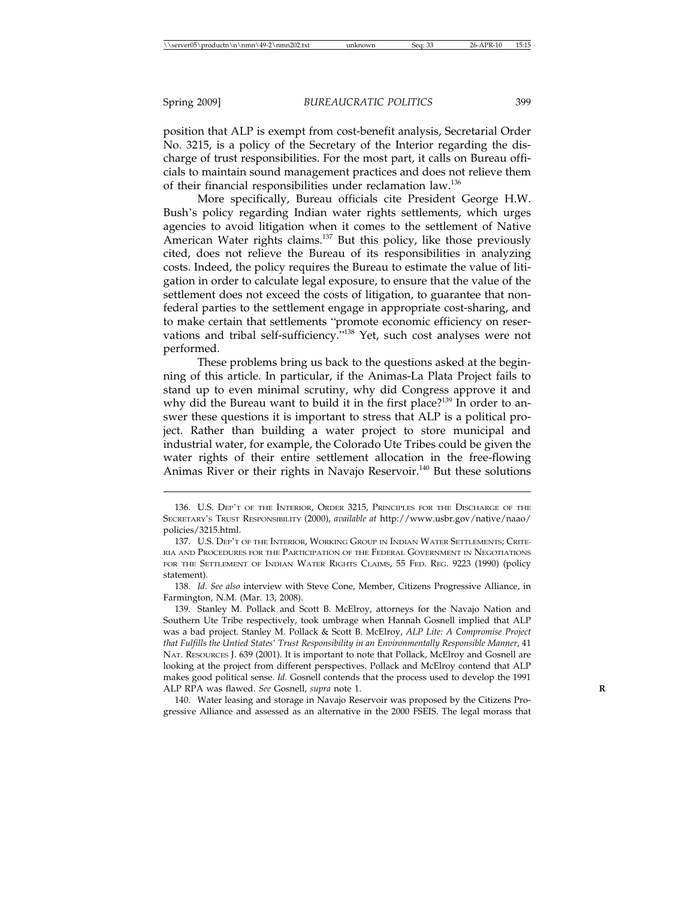position that ALP is exempt from cost-benefit analysis, Secretarial Order No. 3215, is a policy of the Secretary of the Interior regarding the discharge of trust responsibilities. For the most part, it calls on Bureau officials to maintain sound management practices and does not relieve them of their financial responsibilities under reclamation law.[136]

More specifically, Bureau officials cite President George H.W. Bush's policy regarding Indian water rights settlements, which urges agencies to avoid litigation when it comes to the settlement of Native American Water rights claims.[137] But this policy, like those previously cited, does not relieve the Bureau of its responsibilities in analyzing costs. Indeed, the policy requires the Bureau to estimate the value of litigation in order to calculate legal exposure, to ensure that the value of the settlement does not exceed the costs of litigation, to guarantee that non-federal parties to the settlement engage in appropriate cost-sharing, and to make certain that settlements "promote economic efficiency on reservations and tribal self-sufficiency."[138] Yet, such cost analyses were not performed.

These problems bring us back to the questions asked at the beginning of this article. In particular, if the Animas-La Plata Project fails to stand up to even minimal scrutiny, why did Congress approve it and why did the Bureau want to build it in the first place?[139] In order to answer these questions it is important to stress that ALP is a political project. Rather than building a water project to store municipal and industrial water, for example, the Colorado Ute Tribes could be given the water rights of their entire settlement allocation in the free-flowing Animas River or their rights in Navajo Reservoir.[140] But these solutions

---

136. U.S. DEP'T OF THE INTERIOR, ORDER 3215, PRINCIPLES FOR THE DISCHARGE OF THE SECRETARY'S TRUST RESPONSIBILITY (2000), *available at* http://www.usbr.gov/native/naao/policies/3215.html.

137. U.S. DEP'T OF THE INTERIOR, WORKING GROUP IN INDIAN WATER SETTLEMENTS; CRITERIA AND PROCEDURES FOR THE PARTICIPATION OF THE FEDERAL GOVERNMENT IN NEGOTIATIONS FOR THE SETTLEMENT OF INDIAN WATER RIGHTS CLAIMS, 55 FED. REG. 9223 (1990) (policy statement).

138. *Id. See also* interview with Steve Cone, Member, Citizens Progressive Alliance, in Farmington, N.M. (Mar. 13, 2008).

139. Stanley M. Pollack and Scott B. McElroy, attorneys for the Navajo Nation and Southern Ute Tribe respectively, took umbrage when Hannah Gosnell implied that ALP was a bad project. Stanley M. Pollack & Scott B. McElroy, *ALP Lite: A Compromise Project that Fulfills the Untied States' Trust Responsibility in an Environmentally Responsible Manner*, 41 NAT. RESOURCES J. 639 (2001). It is important to note that Pollack, McElroy and Gosnell are looking at the project from different perspectives. Pollack and McElroy contend that ALP makes good political sense. *Id.* Gosnell contends that the process used to develop the 1991 ALP RPA was flawed. *See* Gosnell, *supra* note 1.

140. Water leasing and storage in Navajo Reservoir was proposed by the Citizens Progressive Alliance and assessed as an alternative in the 2000 FSEIS. The legal morass that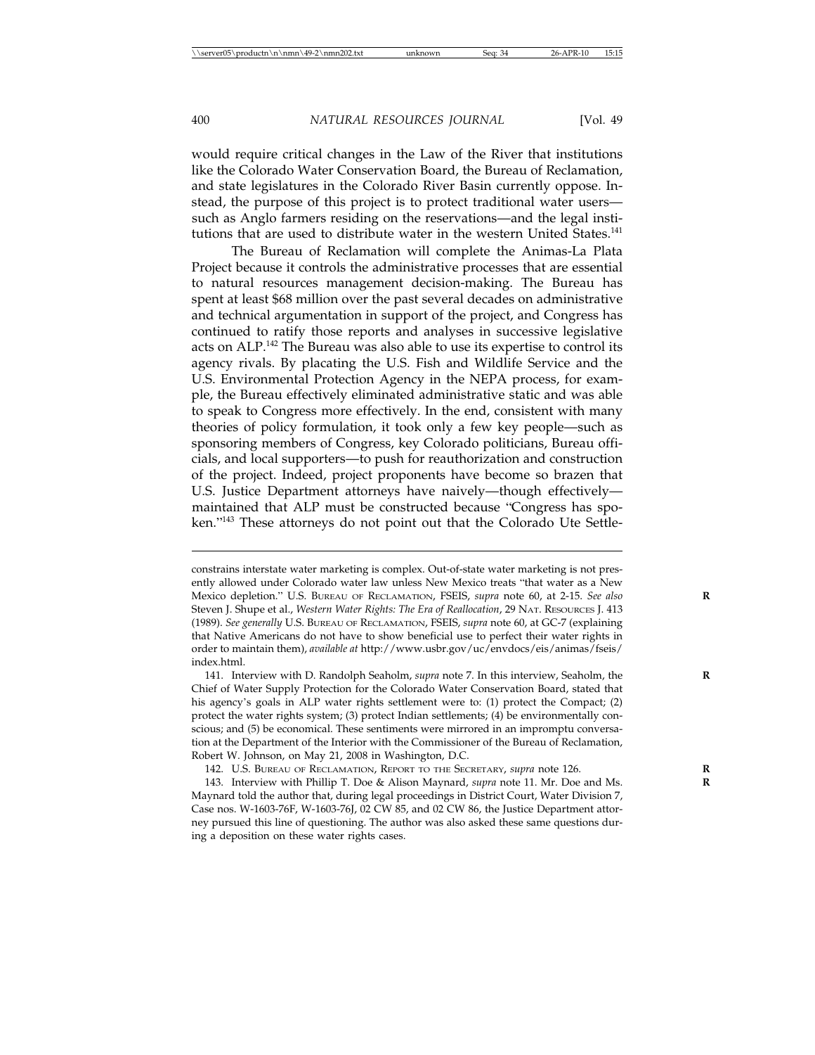would require critical changes in the Law of the River that institutions like the Colorado Water Conservation Board, the Bureau of Reclamation, and state legislatures in the Colorado River Basin currently oppose. Instead, the purpose of this project is to protect traditional water users—such as Anglo farmers residing on the reservations—and the legal institutions that are used to distribute water in the western United States.[141]

The Bureau of Reclamation will complete the Animas-La Plata Project because it controls the administrative processes that are essential to natural resources management decision-making. The Bureau has spent at least $68 million over the past several decades on administrative and technical argumentation in support of the project, and Congress has continued to ratify those reports and analyses in successive legislative acts on ALP.[142] The Bureau was also able to use its expertise to control its agency rivals. By placating the U.S. Fish and Wildlife Service and the U.S. Environmental Protection Agency in the NEPA process, for example, the Bureau effectively eliminated administrative static and was able to speak to Congress more effectively. In the end, consistent with many theories of policy formulation, it took only a few key people—such as sponsoring members of Congress, key Colorado politicians, Bureau officials, and local supporters—to push for reauthorization and construction of the project. Indeed, project proponents have become so brazen that U.S. Justice Department attorneys have naively—though effectively—maintained that ALP must be constructed because "Congress has spoken."[143] These attorneys do not point out that the Colorado Ute Settle-

---

constrains interstate water marketing is complex. Out-of-state water marketing is not presently allowed under Colorado water law unless New Mexico treats "that water as a New Mexico depletion." U.S. BUREAU OF RECLAMATION, FSEIS, *supra* note 60, at 2-15. *See also* Steven J. Shupe et al., *Western Water Rights: The Era of Reallocation*, 29 NAT. RESOURCES J. 413 (1989). *See generally* U.S. BUREAU OF RECLAMATION, FSEIS, *supra* note 60, at GC-7 (explaining that Native Americans do not have to show beneficial use to perfect their water rights in order to maintain them), *available at* http://www.usbr.gov/uc/envdocs/eis/animas/fseis/index.html.

141. Interview with D. Randolph Seaholm, *supra* note 7. In this interview, Seaholm, the Chief of Water Supply Protection for the Colorado Water Conservation Board, stated that his agency's goals in ALP water rights settlement were to: (1) protect the Compact; (2) protect the water rights system; (3) protect Indian settlements; (4) be environmentally conscious; and (5) be economical. These sentiments were mirrored in an impromptu conversation at the Department of the Interior with the Commissioner of the Bureau of Reclamation, Robert W. Johnson, on May 21, 2008 in Washington, D.C.

142. U.S. BUREAU OF RECLAMATION, REPORT TO THE SECRETARY, *supra* note 126.

143. Interview with Phillip T. Doe & Alison Maynard, *supra* note 11. Mr. Doe and Ms. Maynard told the author that, during legal proceedings in District Court, Water Division 7, Case nos. W-1603-76F, W-1603-76J, 02 CW 85, and 02 CW 86, the Justice Department attorney pursued this line of questioning. The author was also asked these same questions during a deposition on these water rights cases.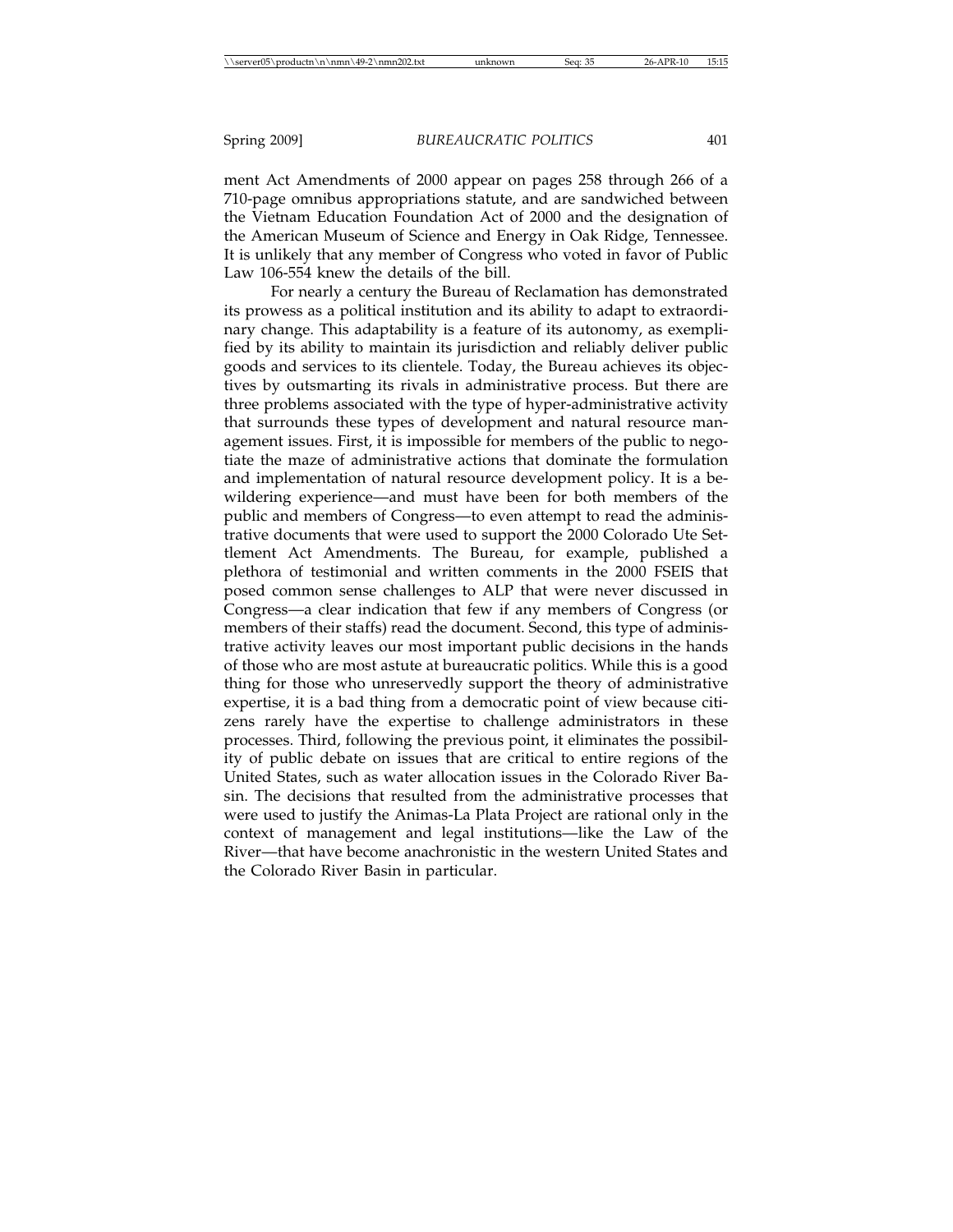ment Act Amendments of 2000 appear on pages 258 through 266 of a 710-page omnibus appropriations statute, and are sandwiched between the Vietnam Education Foundation Act of 2000 and the designation of the American Museum of Science and Energy in Oak Ridge, Tennessee. It is unlikely that any member of Congress who voted in favor of Public Law 106-554 knew the details of the bill.

For nearly a century the Bureau of Reclamation has demonstrated its prowess as a political institution and its ability to adapt to extraordinary change. This adaptability is a feature of its autonomy, as exemplified by its ability to maintain its jurisdiction and reliably deliver public goods and services to its clientele. Today, the Bureau achieves its objectives by outsmarting its rivals in administrative process. But there are three problems associated with the type of hyper-administrative activity that surrounds these types of development and natural resource management issues. First, it is impossible for members of the public to negotiate the maze of administrative actions that dominate the formulation and implementation of natural resource development policy. It is a bewildering experience—and must have been for both members of the public and members of Congress—to even attempt to read the administrative documents that were used to support the 2000 Colorado Ute Settlement Act Amendments. The Bureau, for example, published a plethora of testimonial and written comments in the 2000 FSEIS that posed common sense challenges to ALP that were never discussed in Congress—a clear indication that few if any members of Congress (or members of their staffs) read the document. Second, this type of administrative activity leaves our most important public decisions in the hands of those who are most astute at bureaucratic politics. While this is a good thing for those who unreservedly support the theory of administrative expertise, it is a bad thing from a democratic point of view because citizens rarely have the expertise to challenge administrators in these processes. Third, following the previous point, it eliminates the possibility of public debate on issues that are critical to entire regions of the United States, such as water allocation issues in the Colorado River Basin. The decisions that resulted from the administrative processes that were used to justify the Animas-La Plata Project are rational only in the context of management and legal institutions—like the Law of the River—that have become anachronistic in the western United States and the Colorado River Basin in particular.